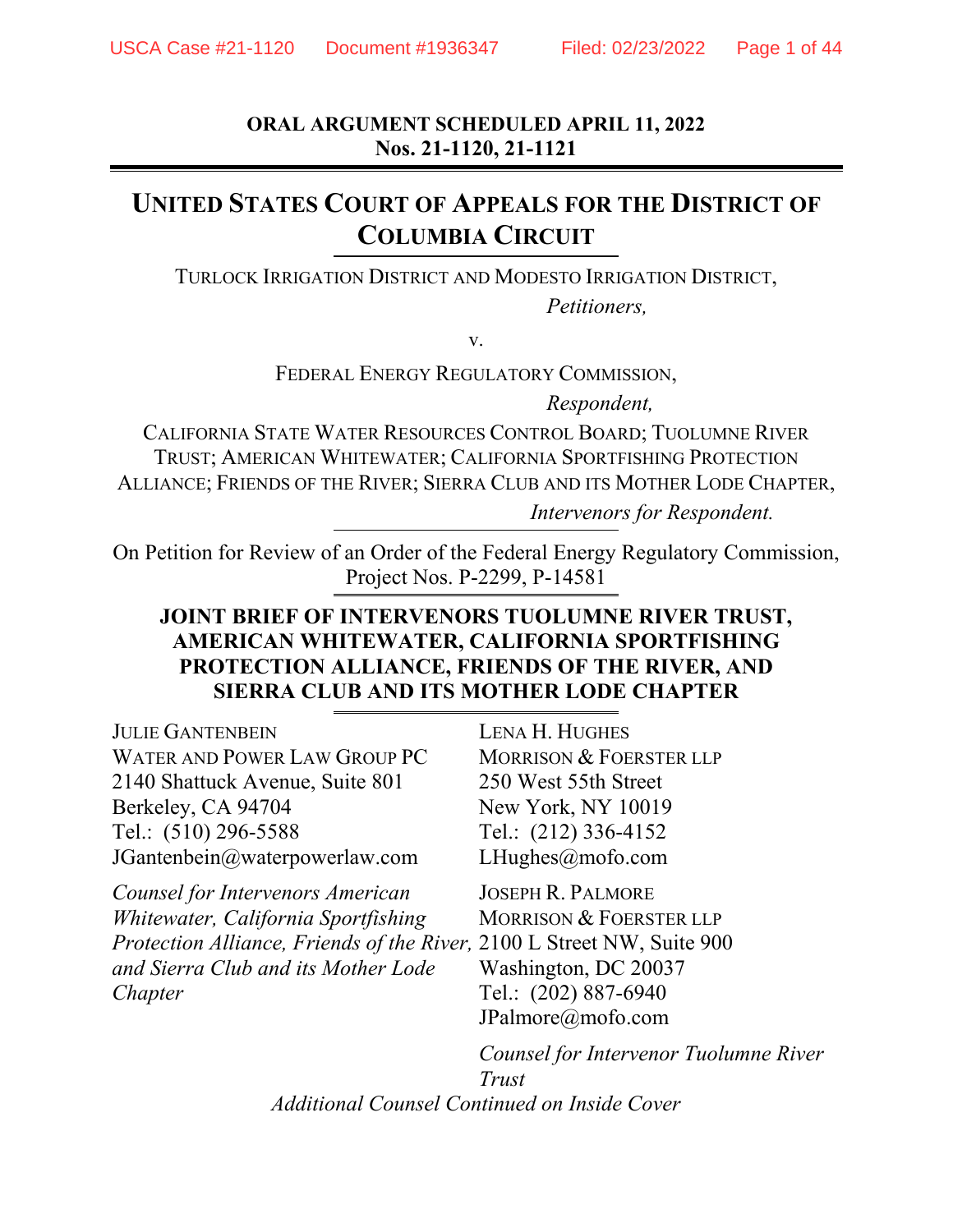**ORAL ARGUMENT SCHEDULED APRIL 11, 2022**
**Nos. 21-1120, 21-1121**

# UNITED STATES COURT OF APPEALS FOR THE DISTRICT OF COLUMBIA CIRCUIT

TURLOCK IRRIGATION DISTRICT AND MODESTO IRRIGATION DISTRICT,

*Petitioners,*

v.

FEDERAL ENERGY REGULATORY COMMISSION,

*Respondent,*

CALIFORNIA STATE WATER RESOURCES CONTROL BOARD; TUOLUMNE RIVER TRUST; AMERICAN WHITEWATER; CALIFORNIA SPORTFISHING PROTECTION ALLIANCE; FRIENDS OF THE RIVER; SIERRA CLUB AND ITS MOTHER LODE CHAPTER,

*Intervenors for Respondent.*

On Petition for Review of an Order of the Federal Energy Regulatory Commission, Project Nos. P-2299, P-14581

## JOINT BRIEF OF INTERVENORS TUOLUMNE RIVER TRUST, AMERICAN WHITEWATER, CALIFORNIA SPORTFISHING PROTECTION ALLIANCE, FRIENDS OF THE RIVER, AND SIERRA CLUB AND ITS MOTHER LODE CHAPTER

JULIE GANTENBEIN
WATER AND POWER LAW GROUP PC
2140 Shattuck Avenue, Suite 801
Berkeley, CA 94704
Tel.: (510) 296-5588
JGantenbein@waterpowerlaw.com

*Counsel for Intervenors American Whitewater, California Sportfishing Protection Alliance, Friends of the River, and Sierra Club and its Mother Lode Chapter*

LENA H. HUGHES
MORRISON & FOERSTER LLP
250 West 55th Street
New York, NY 10019
Tel.: (212) 336-4152
LHughes@mofo.com

JOSEPH R. PALMORE
MORRISON & FOERSTER LLP
2100 L Street NW, Suite 900
Washington, DC 20037
Tel.: (202) 887-6940
JPalmore@mofo.com

*Counsel for Intervenor Tuolumne River Trust*

*Additional Counsel Continued on Inside Cover*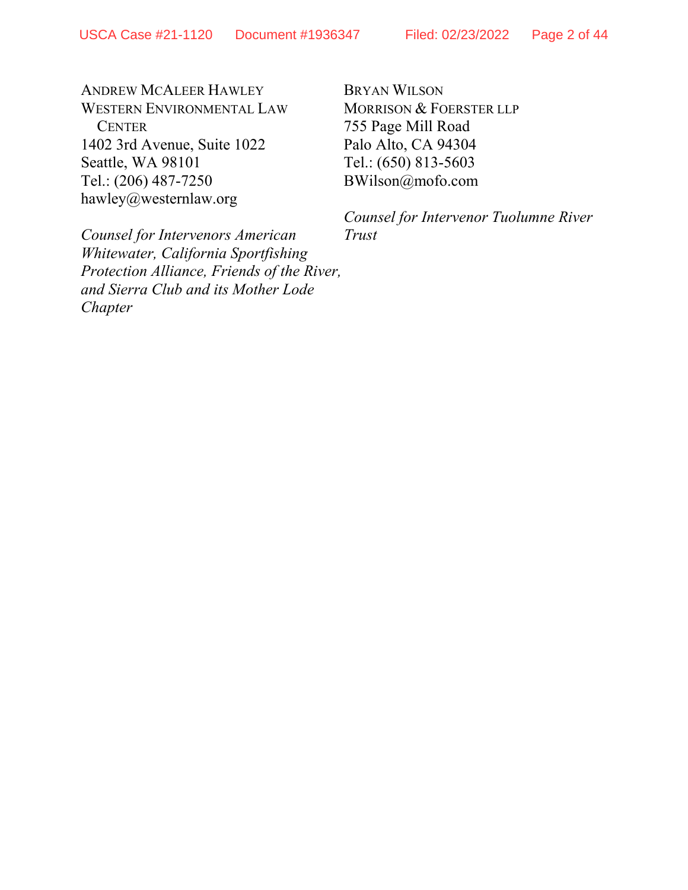ANDREW MCALEER HAWLEY
WESTERN ENVIRONMENTAL LAW CENTER
1402 3rd Avenue, Suite 1022
Seattle, WA 98101
Tel.: (206) 487-7250
hawley@westernlaw.org

*Counsel for Intervenors American Whitewater, California Sportfishing Protection Alliance, Friends of the River, and Sierra Club and its Mother Lode Chapter*

BRYAN WILSON
MORRISON & FOERSTER LLP
755 Page Mill Road
Palo Alto, CA 94304
Tel.: (650) 813-5603
BWilson@mofo.com

*Counsel for Intervenor Tuolumne River Trust*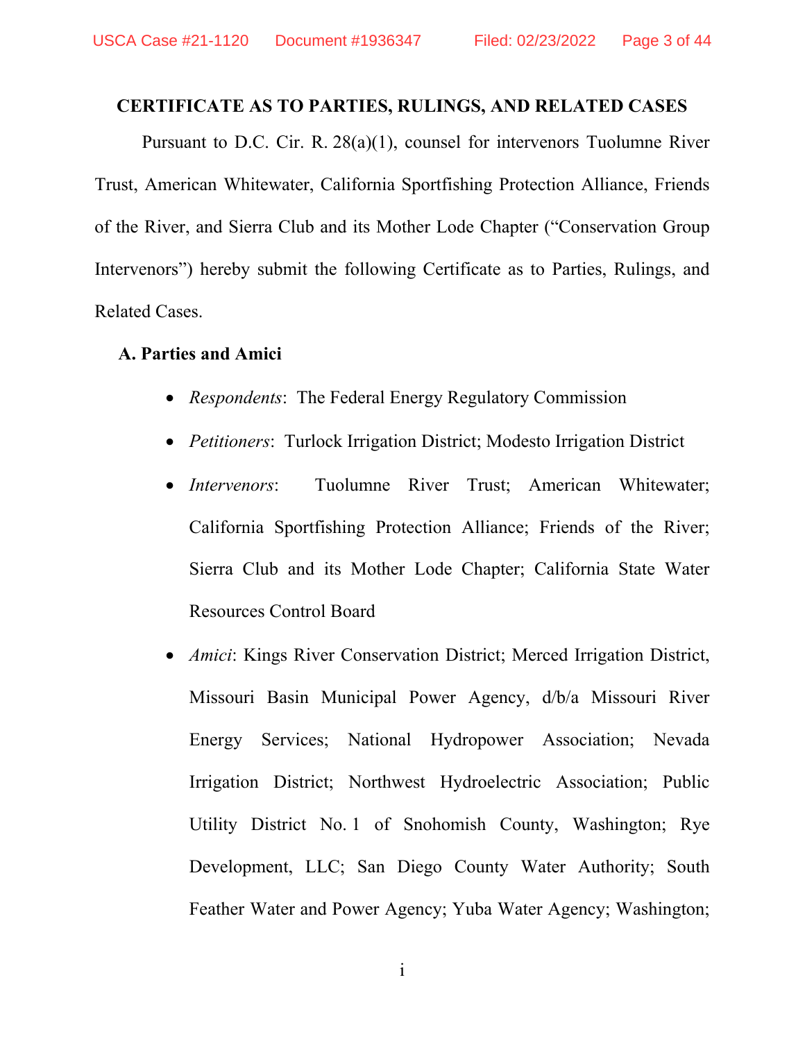## CERTIFICATE AS TO PARTIES, RULINGS, AND RELATED CASES

Pursuant to D.C. Cir. R. 28(a)(1), counsel for intervenors Tuolumne River Trust, American Whitewater, California Sportfishing Protection Alliance, Friends of the River, and Sierra Club and its Mother Lode Chapter ("Conservation Group Intervenors") hereby submit the following Certificate as to Parties, Rulings, and Related Cases.

### A. Parties and Amici

- *Respondents*: The Federal Energy Regulatory Commission
- *Petitioners*: Turlock Irrigation District; Modesto Irrigation District
- *Intervenors*: Tuolumne River Trust; American Whitewater; California Sportfishing Protection Alliance; Friends of the River; Sierra Club and its Mother Lode Chapter; California State Water Resources Control Board
- *Amici*: Kings River Conservation District; Merced Irrigation District, Missouri Basin Municipal Power Agency, d/b/a Missouri River Energy Services; National Hydropower Association; Nevada Irrigation District; Northwest Hydroelectric Association; Public Utility District No. 1 of Snohomish County, Washington; Rye Development, LLC; San Diego County Water Authority; South Feather Water and Power Agency; Yuba Water Agency; Washington;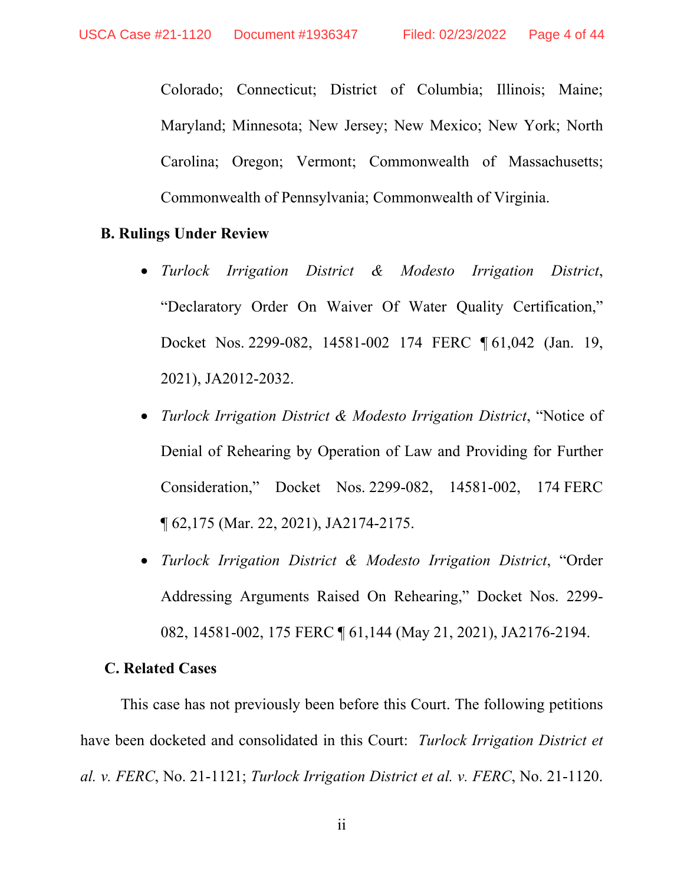Colorado; Connecticut; District of Columbia; Illinois; Maine; Maryland; Minnesota; New Jersey; New Mexico; New York; North Carolina; Oregon; Vermont; Commonwealth of Massachusetts; Commonwealth of Pennsylvania; Commonwealth of Virginia.

**B. Rulings Under Review**

- *Turlock Irrigation District & Modesto Irrigation District*, "Declaratory Order On Waiver Of Water Quality Certification," Docket Nos. 2299-082, 14581-002 174 FERC ¶ 61,042 (Jan. 19, 2021), JA2012-2032.
- *Turlock Irrigation District & Modesto Irrigation District*, "Notice of Denial of Rehearing by Operation of Law and Providing for Further Consideration," Docket Nos. 2299-082, 14581-002, 174 FERC ¶ 62,175 (Mar. 22, 2021), JA2174-2175.
- *Turlock Irrigation District & Modesto Irrigation District*, "Order Addressing Arguments Raised On Rehearing," Docket Nos. 2299-082, 14581-002, 175 FERC ¶ 61,144 (May 21, 2021), JA2176-2194.

**C. Related Cases**

This case has not previously been before this Court. The following petitions have been docketed and consolidated in this Court: *Turlock Irrigation District et al. v. FERC*, No. 21-1121; *Turlock Irrigation District et al. v. FERC*, No. 21-1120.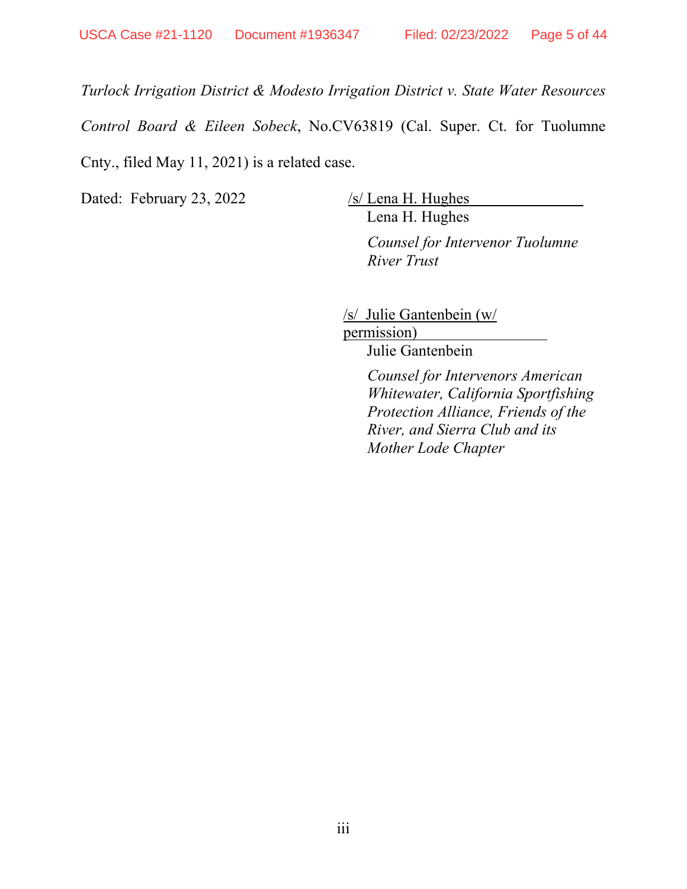*Turlock Irrigation District & Modesto Irrigation District v. State Water Resources Control Board & Eileen Sobeck*, No.CV63819 (Cal. Super. Ct. for Tuolumne Cnty., filed May 11, 2021) is a related case.

Dated: February 23, 2022

/s/ Lena H. Hughes
Lena H. Hughes

*Counsel for Intervenor Tuolumne River Trust*

/s/ Julie Gantenbein (w/ permission)
Julie Gantenbein

*Counsel for Intervenors American Whitewater, California Sportfishing Protection Alliance, Friends of the River, and Sierra Club and its Mother Lode Chapter*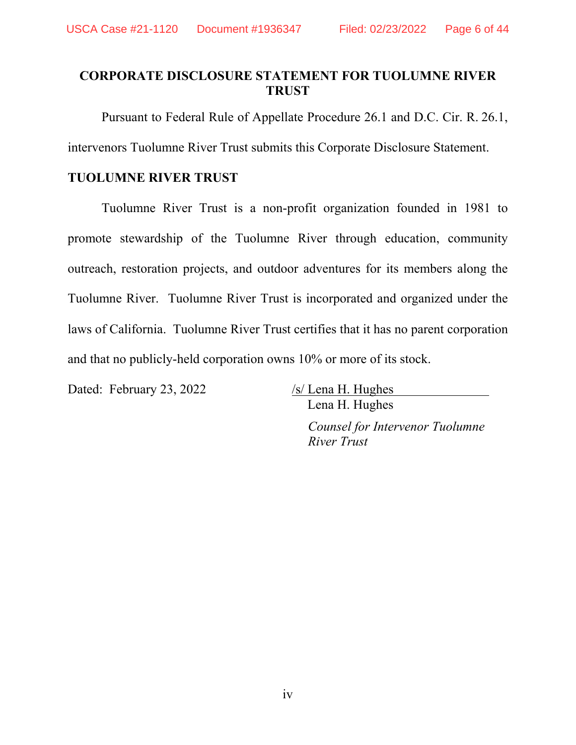# CORPORATE DISCLOSURE STATEMENT FOR TUOLUMNE RIVER TRUST

Pursuant to Federal Rule of Appellate Procedure 26.1 and D.C. Cir. R. 26.1, intervenors Tuolumne River Trust submits this Corporate Disclosure Statement.

## TUOLUMNE RIVER TRUST

Tuolumne River Trust is a non-profit organization founded in 1981 to promote stewardship of the Tuolumne River through education, community outreach, restoration projects, and outdoor adventures for its members along the Tuolumne River. Tuolumne River Trust is incorporated and organized under the laws of California. Tuolumne River Trust certifies that it has no parent corporation and that no publicly-held corporation owns 10% or more of its stock.

Dated: February 23, 2022

/s/ Lena H. Hughes
Lena H. Hughes
*Counsel for Intervenor Tuolumne River Trust*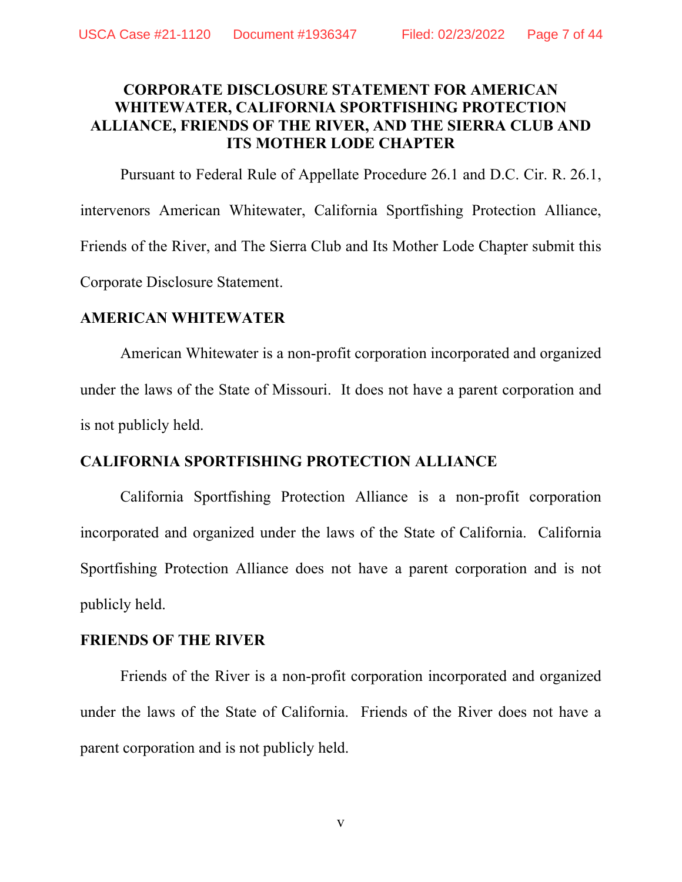## CORPORATE DISCLOSURE STATEMENT FOR AMERICAN WHITEWATER, CALIFORNIA SPORTFISHING PROTECTION ALLIANCE, FRIENDS OF THE RIVER, AND THE SIERRA CLUB AND ITS MOTHER LODE CHAPTER

Pursuant to Federal Rule of Appellate Procedure 26.1 and D.C. Cir. R. 26.1, intervenors American Whitewater, California Sportfishing Protection Alliance, Friends of the River, and The Sierra Club and Its Mother Lode Chapter submit this Corporate Disclosure Statement.

### AMERICAN WHITEWATER

American Whitewater is a non-profit corporation incorporated and organized under the laws of the State of Missouri. It does not have a parent corporation and is not publicly held.

### CALIFORNIA SPORTFISHING PROTECTION ALLIANCE

California Sportfishing Protection Alliance is a non-profit corporation incorporated and organized under the laws of the State of California. California Sportfishing Protection Alliance does not have a parent corporation and is not publicly held.

### FRIENDS OF THE RIVER

Friends of the River is a non-profit corporation incorporated and organized under the laws of the State of California. Friends of the River does not have a parent corporation and is not publicly held.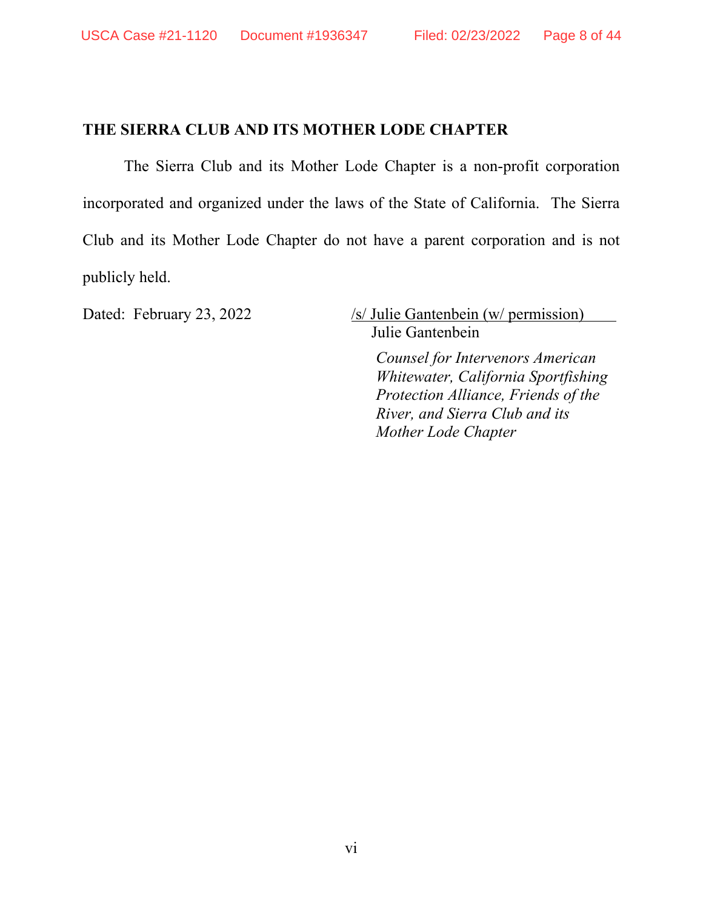**THE SIERRA CLUB AND ITS MOTHER LODE CHAPTER**

The Sierra Club and its Mother Lode Chapter is a non-profit corporation incorporated and organized under the laws of the State of California. The Sierra Club and its Mother Lode Chapter do not have a parent corporation and is not publicly held.

Dated: February 23, 2022

/s/ Julie Gantenbein (w/ permission)
Julie Gantenbein

*Counsel for Intervenors American Whitewater, California Sportfishing Protection Alliance, Friends of the River, and Sierra Club and its Mother Lode Chapter*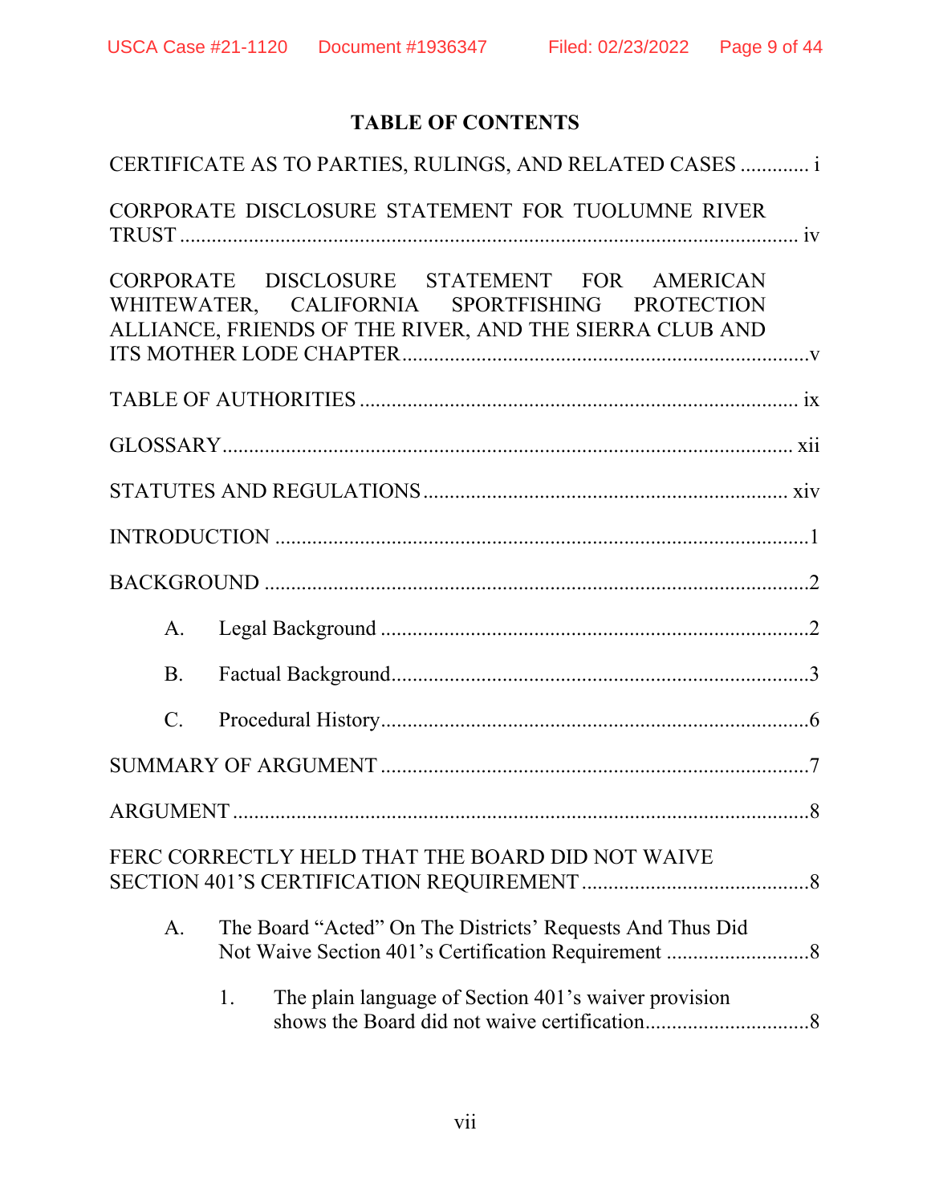# TABLE OF CONTENTS

CERTIFICATE AS TO PARTIES, RULINGS, AND RELATED CASES ............. i

CORPORATE DISCLOSURE STATEMENT FOR TUOLUMNE RIVER TRUST ............................................................................................................ iv

CORPORATE DISCLOSURE STATEMENT FOR AMERICAN WHITEWATER, CALIFORNIA SPORTFISHING PROTECTION ALLIANCE, FRIENDS OF THE RIVER, AND THE SIERRA CLUB AND ITS MOTHER LODE CHAPTER.............................................................................v

TABLE OF AUTHORITIES ................................................................................... ix

GLOSSARY............................................................................................................ xii

STATUTES AND REGULATIONS ..................................................................... xiv

INTRODUCTION .....................................................................................................1

BACKGROUND .......................................................................................................2

A. Legal Background ...............................................................................2

B. Factual Background..............................................................................3

C. Procedural History.................................................................................6

SUMMARY OF ARGUMENT .................................................................................7

ARGUMENT .............................................................................................................8

FERC CORRECTLY HELD THAT THE BOARD DID NOT WAIVE SECTION 401'S CERTIFICATION REQUIREMENT ...........................................8

A. The Board "Acted" On The Districts' Requests And Thus Did Not Waive Section 401's Certification Requirement ...........................8

1. The plain language of Section 401's waiver provision shows the Board did not waive certification...............................8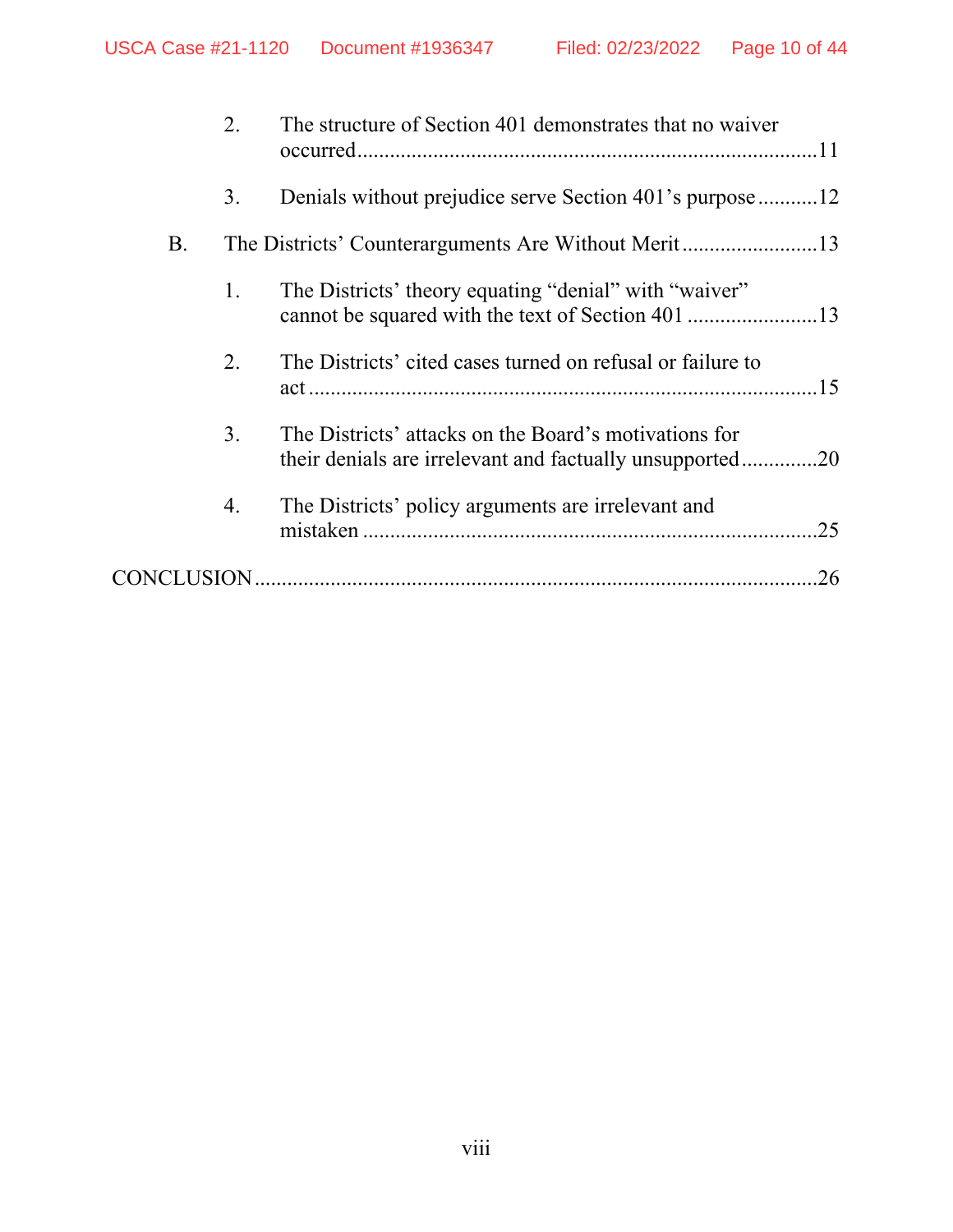2. The structure of Section 401 demonstrates that no waiver occurred ....................................................................................11

3. Denials without prejudice serve Section 401's purpose ...........12

B. The Districts' Counterarguments Are Without Merit .........................13

1. The Districts' theory equating "denial" with "waiver" cannot be squared with the text of Section 401 ........................13

2. The Districts' cited cases turned on refusal or failure to act .............................................................................................15

3. The Districts' attacks on the Board's motivations for their denials are irrelevant and factually unsupported ..............20

4. The Districts' policy arguments are irrelevant and mistaken ....................................................................................25

CONCLUSION .......................................................................................26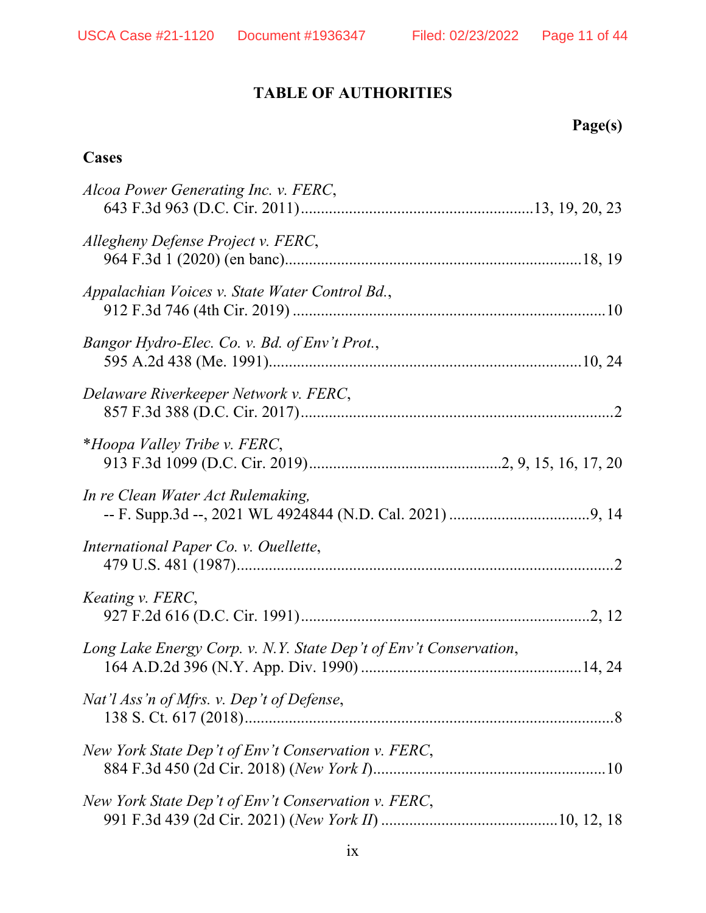# TABLE OF AUTHORITIES

**Page(s)**

## Cases

*Alcoa Power Generating Inc. v. FERC*,
643 F.3d 963 (D.C. Cir. 2011)..........................................................13, 19, 20, 23

*Allegheny Defense Project v. FERC*,
964 F.3d 1 (2020) (en banc)..........................................................................18, 19

*Appalachian Voices v. State Water Control Bd.*,
912 F.3d 746 (4th Cir. 2019) ..............................................................................10

*Bangor Hydro-Elec. Co. v. Bd. of Env't Prot.*,
595 A.2d 438 (Me. 1991)..............................................................................10, 24

*Delaware Riverkeeper Network v. FERC*,
857 F.3d 388 (D.C. Cir. 2017)..............................................................................2

*\*Hoopa Valley Tribe v. FERC*,
913 F.3d 1099 (D.C. Cir. 2019)...............................................2, 9, 15, 16, 17, 20

*In re Clean Water Act Rulemaking,*
-- F. Supp.3d --, 2021 WL 4924844 (N.D. Cal. 2021) ...................................9, 14

*International Paper Co. v. Ouellette*,
479 U.S. 481 (1987)..............................................................................................2

*Keating v. FERC*,
927 F.2d 616 (D.C. Cir. 1991)........................................................................2, 12

*Long Lake Energy Corp. v. N.Y. State Dep't of Env't Conservation*,
164 A.D.2d 396 (N.Y. App. Div. 1990) .......................................................14, 24

*Nat'l Ass'n of Mfrs. v. Dep't of Defense*,
138 S. Ct. 617 (2018)............................................................................................8

*New York State Dep't of Env't Conservation v. FERC*,
884 F.3d 450 (2d Cir. 2018) (*New York I*)..........................................................10

*New York State Dep't of Env't Conservation v. FERC*,
991 F.3d 439 (2d Cir. 2021) (*New York II*) ...........................................10, 12, 18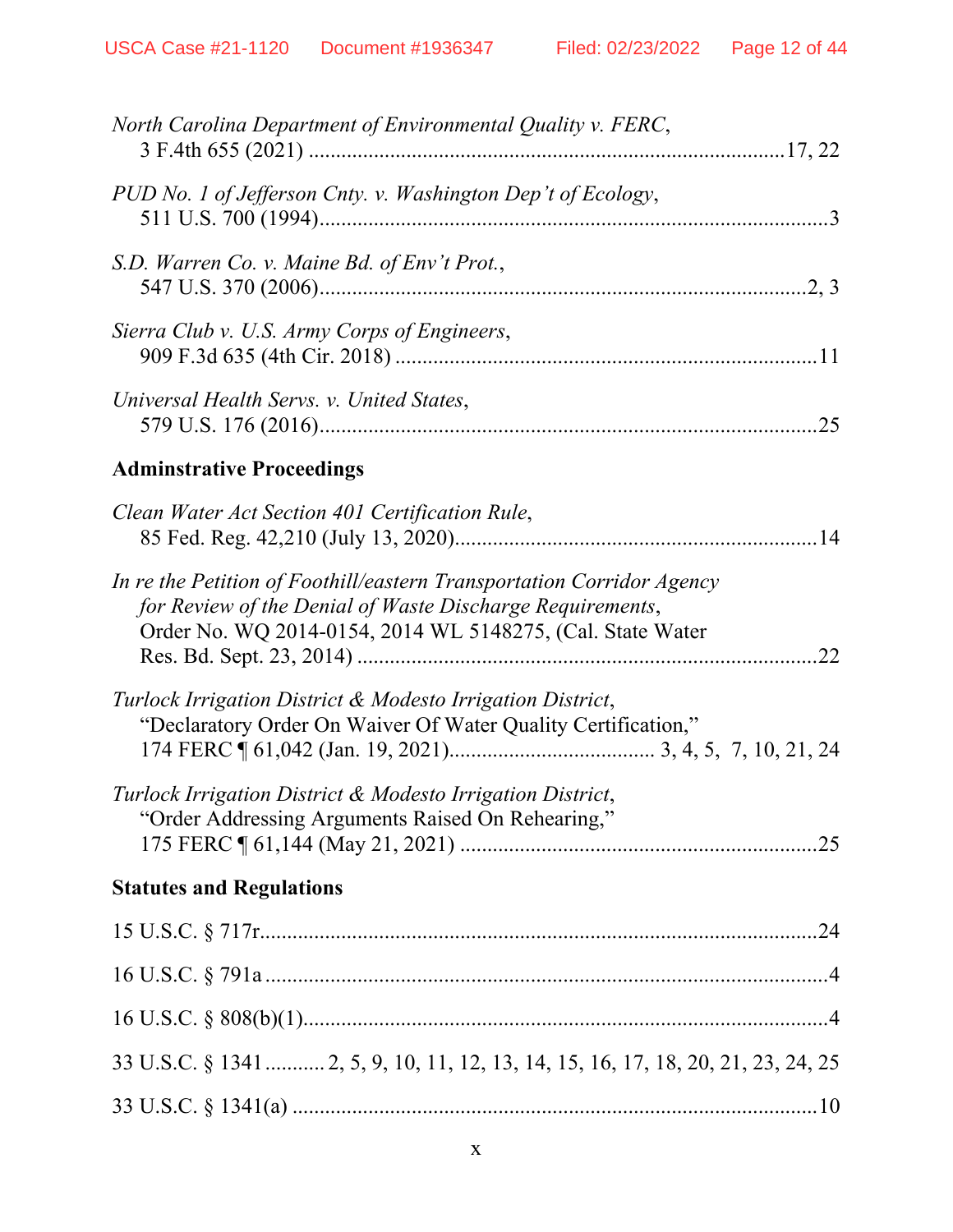*North Carolina Department of Environmental Quality v. FERC*,
3 F.4th 655 (2021) ....................................................................................17, 22

*PUD No. 1 of Jefferson Cnty. v. Washington Dep't of Ecology*,
511 U.S. 700 (1994)............................................................................................3

*S.D. Warren Co. v. Maine Bd. of Env't Prot.*,
547 U.S. 370 (2006).........................................................................................2, 3

*Sierra Club v. U.S. Army Corps of Engineers*,
909 F.3d 635 (4th Cir. 2018) ............................................................................11

*Universal Health Servs. v. United States*,
579 U.S. 176 (2016)..........................................................................................25

**Adminstrative Proceedings**

*Clean Water Act Section 401 Certification Rule*,
85 Fed. Reg. 42,210 (July 13, 2020)..................................................................14

*In re the Petition of Foothill/eastern Transportation Corridor Agency for Review of the Denial of Waste Discharge Requirements*,
Order No. WQ 2014-0154, 2014 WL 5148275, (Cal. State Water Res. Bd. Sept. 23, 2014) ....................................................................................22

*Turlock Irrigation District & Modesto Irrigation District*,
"Declaratory Order On Waiver Of Water Quality Certification,"
174 FERC ¶ 61,042 (Jan. 19, 2021)..................................... 3, 4, 5, 7, 10, 21, 24

*Turlock Irrigation District & Modesto Irrigation District*,
"Order Addressing Arguments Raised On Rehearing,"
175 FERC ¶ 61,144 (May 21, 2021) .................................................................25

**Statutes and Regulations**

15 U.S.C. § 717r......................................................................................................24

16 U.S.C. § 791a ........................................................................................................4

16 U.S.C. § 808(b)(1).................................................................................................4

33 U.S.C. § 1341 ........... 2, 5, 9, 10, 11, 12, 13, 14, 15, 16, 17, 18, 20, 21, 23, 24, 25

33 U.S.C. § 1341(a) .................................................................................................10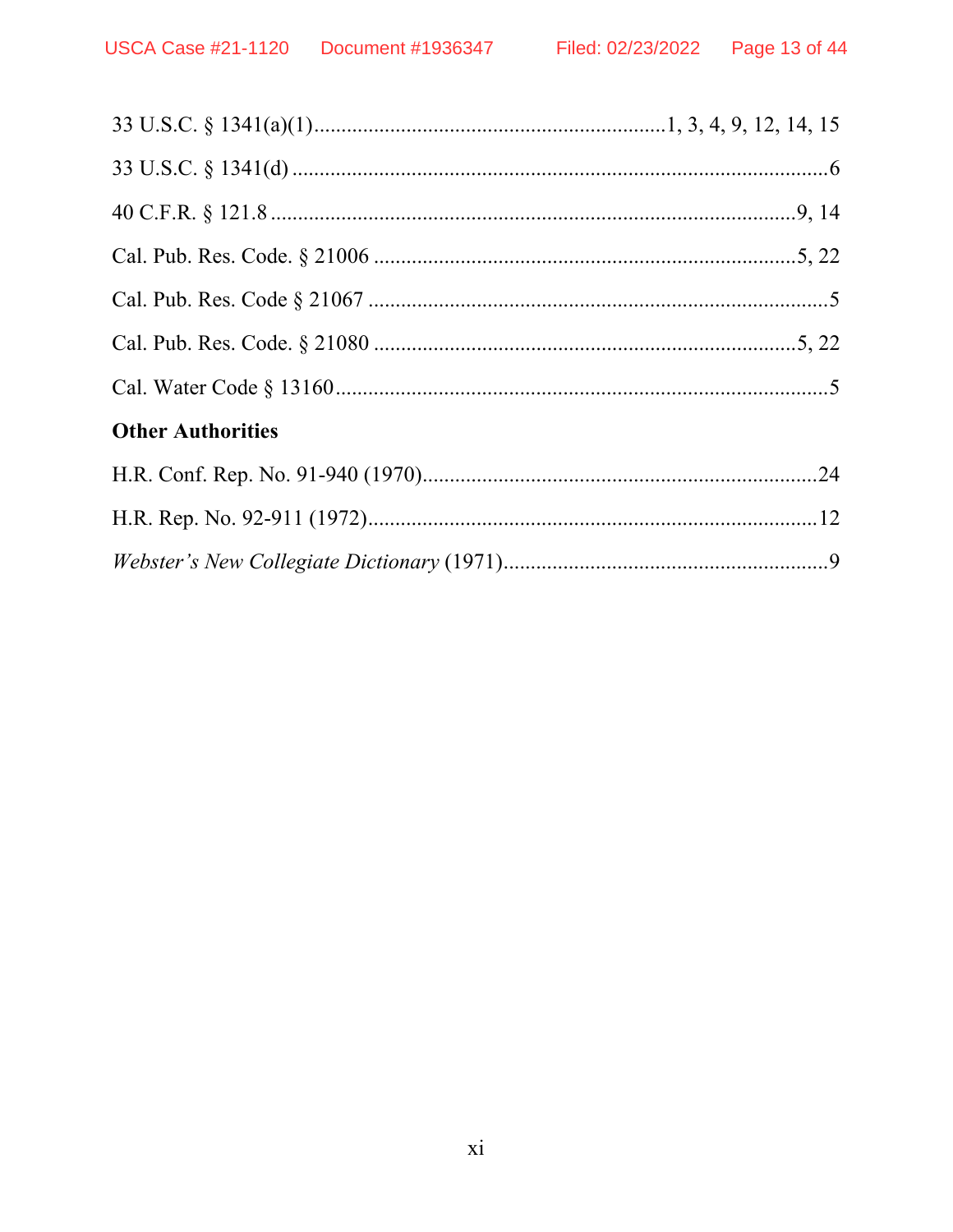33 U.S.C. § 1341(a)(1) ............................................................ 1, 3, 4, 9, 12, 14, 15

33 U.S.C. § 1341(d) ............................................................................................ 6

40 C.F.R. § 121.8 ............................................................................................ 9, 14

Cal. Pub. Res. Code. § 21006 ........................................................................ 5, 22

Cal. Pub. Res. Code § 21067 ............................................................................... 5

Cal. Pub. Res. Code. § 21080 ........................................................................ 5, 22

Cal. Water Code § 13160 .................................................................................... 5

**Other Authorities**

H.R. Conf. Rep. No. 91-940 (1970) ................................................................... 24

H.R. Rep. No. 92-911 (1972) ............................................................................. 12

*Webster's New Collegiate Dictionary* (1971) ........................................................ 9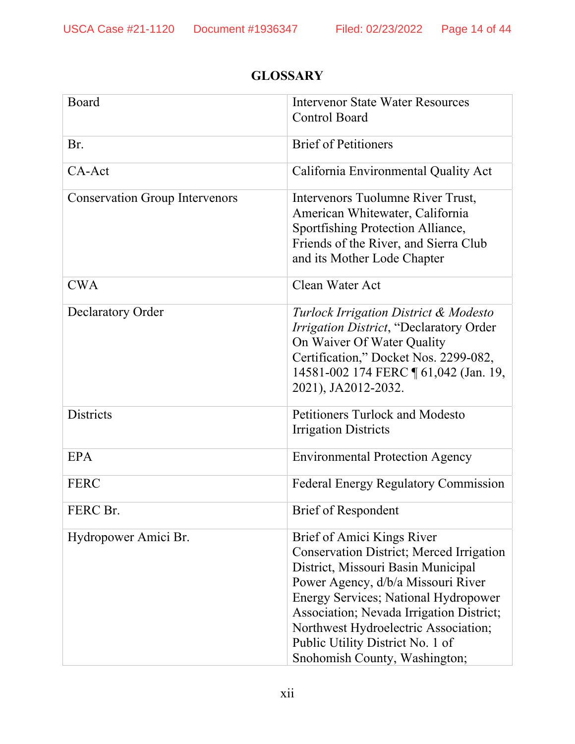## GLOSSARY

| | |
|---|---|
| Board | Intervenor State Water Resources Control Board |
| Br. | Brief of Petitioners |
| CA-Act | California Environmental Quality Act |
| Conservation Group Intervenors | Intervenors Tuolumne River Trust, American Whitewater, California Sportfishing Protection Alliance, Friends of the River, and Sierra Club and its Mother Lode Chapter |
| CWA | Clean Water Act |
| Declaratory Order | *Turlock Irrigation District & Modesto Irrigation District*, "Declaratory Order On Waiver Of Water Quality Certification," Docket Nos. 2299-082, 14581-002 174 FERC ¶ 61,042 (Jan. 19, 2021), JA2012-2032. |
| Districts | Petitioners Turlock and Modesto Irrigation Districts |
| EPA | Environmental Protection Agency |
| FERC | Federal Energy Regulatory Commission |
| FERC Br. | Brief of Respondent |
| Hydropower Amici Br. | Brief of Amici Kings River Conservation District; Merced Irrigation District, Missouri Basin Municipal Power Agency, d/b/a Missouri River Energy Services; National Hydropower Association; Nevada Irrigation District; Northwest Hydroelectric Association; Public Utility District No. 1 of Snohomish County, Washington; |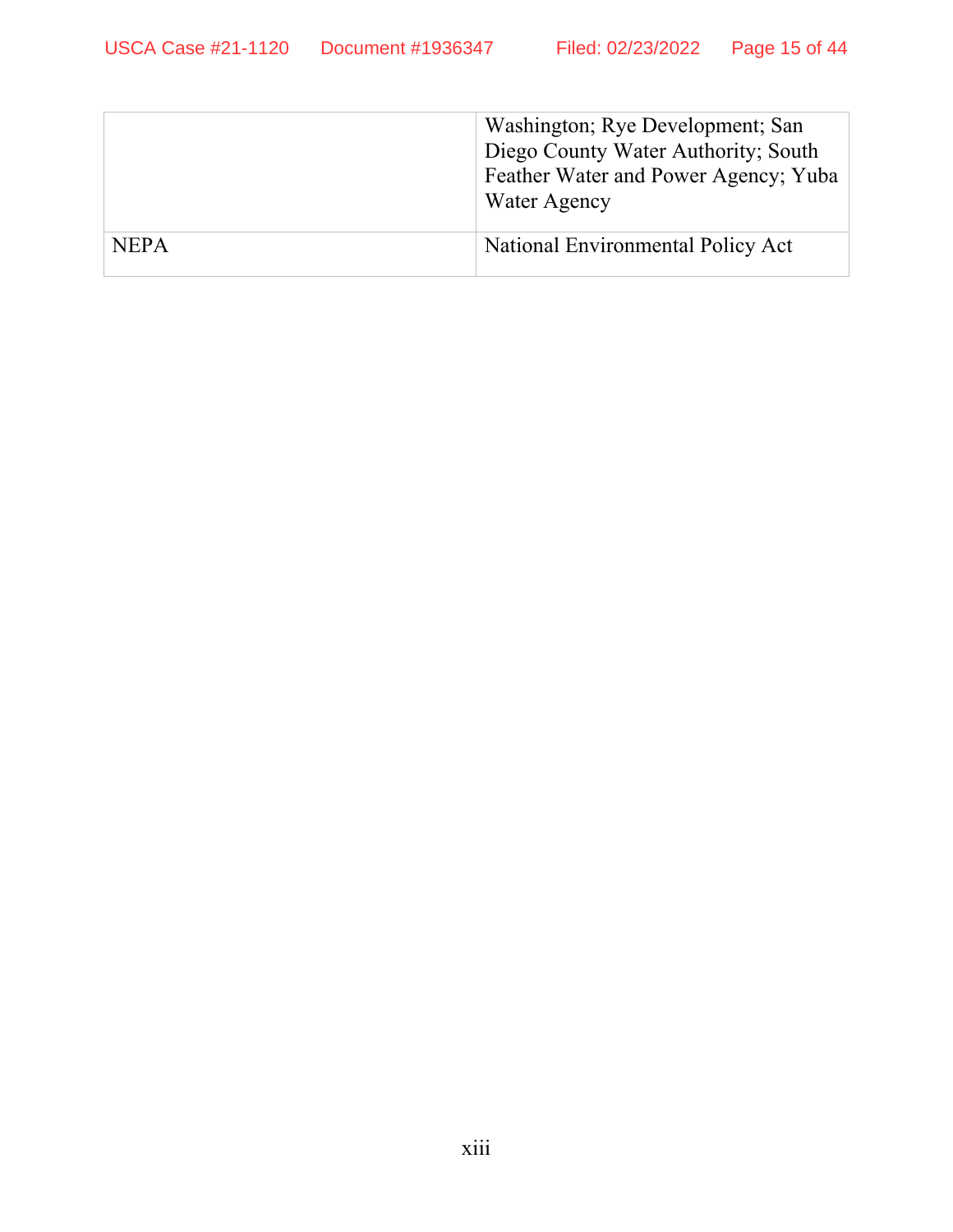| | |
|---|---|
| | Washington; Rye Development; San Diego County Water Authority; South Feather Water and Power Agency; Yuba Water Agency |
| NEPA | National Environmental Policy Act |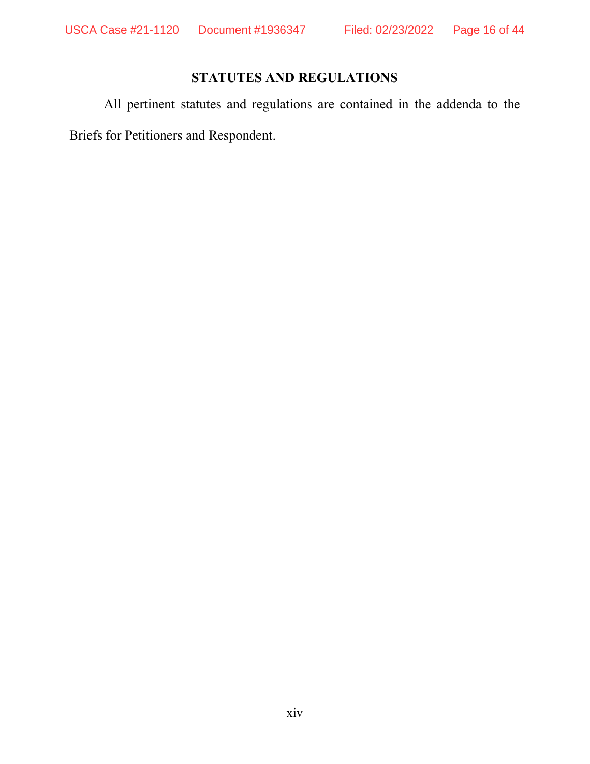## STATUTES AND REGULATIONS

All pertinent statutes and regulations are contained in the addenda to the Briefs for Petitioners and Respondent.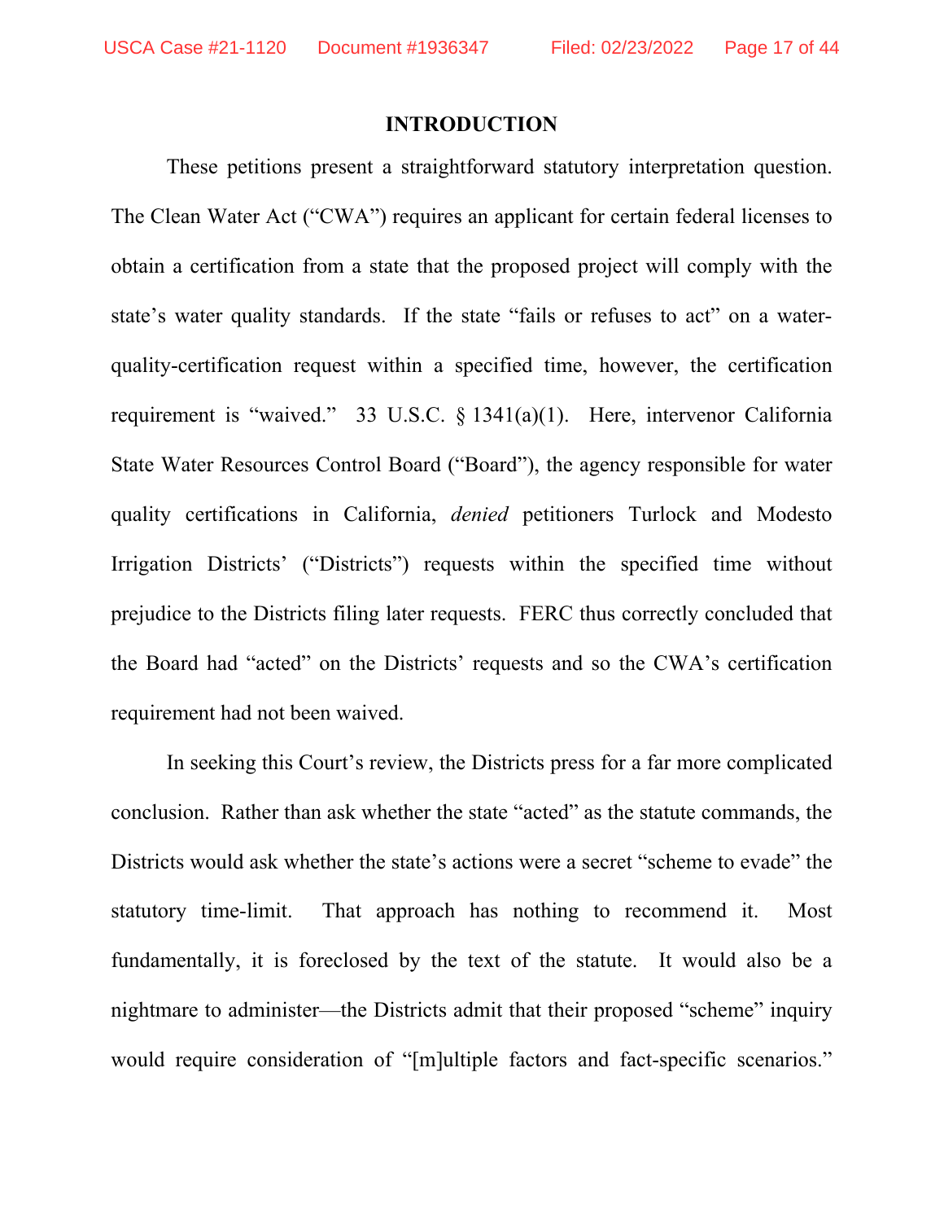## INTRODUCTION

These petitions present a straightforward statutory interpretation question. The Clean Water Act ("CWA") requires an applicant for certain federal licenses to obtain a certification from a state that the proposed project will comply with the state's water quality standards. If the state "fails or refuses to act" on a water-quality-certification request within a specified time, however, the certification requirement is "waived." 33 U.S.C. § 1341(a)(1). Here, intervenor California State Water Resources Control Board ("Board"), the agency responsible for water quality certifications in California, *denied* petitioners Turlock and Modesto Irrigation Districts' ("Districts") requests within the specified time without prejudice to the Districts filing later requests. FERC thus correctly concluded that the Board had "acted" on the Districts' requests and so the CWA's certification requirement had not been waived.

In seeking this Court's review, the Districts press for a far more complicated conclusion. Rather than ask whether the state "acted" as the statute commands, the Districts would ask whether the state's actions were a secret "scheme to evade" the statutory time-limit. That approach has nothing to recommend it. Most fundamentally, it is foreclosed by the text of the statute. It would also be a nightmare to administer—the Districts admit that their proposed "scheme" inquiry would require consideration of "[m]ultiple factors and fact-specific scenarios."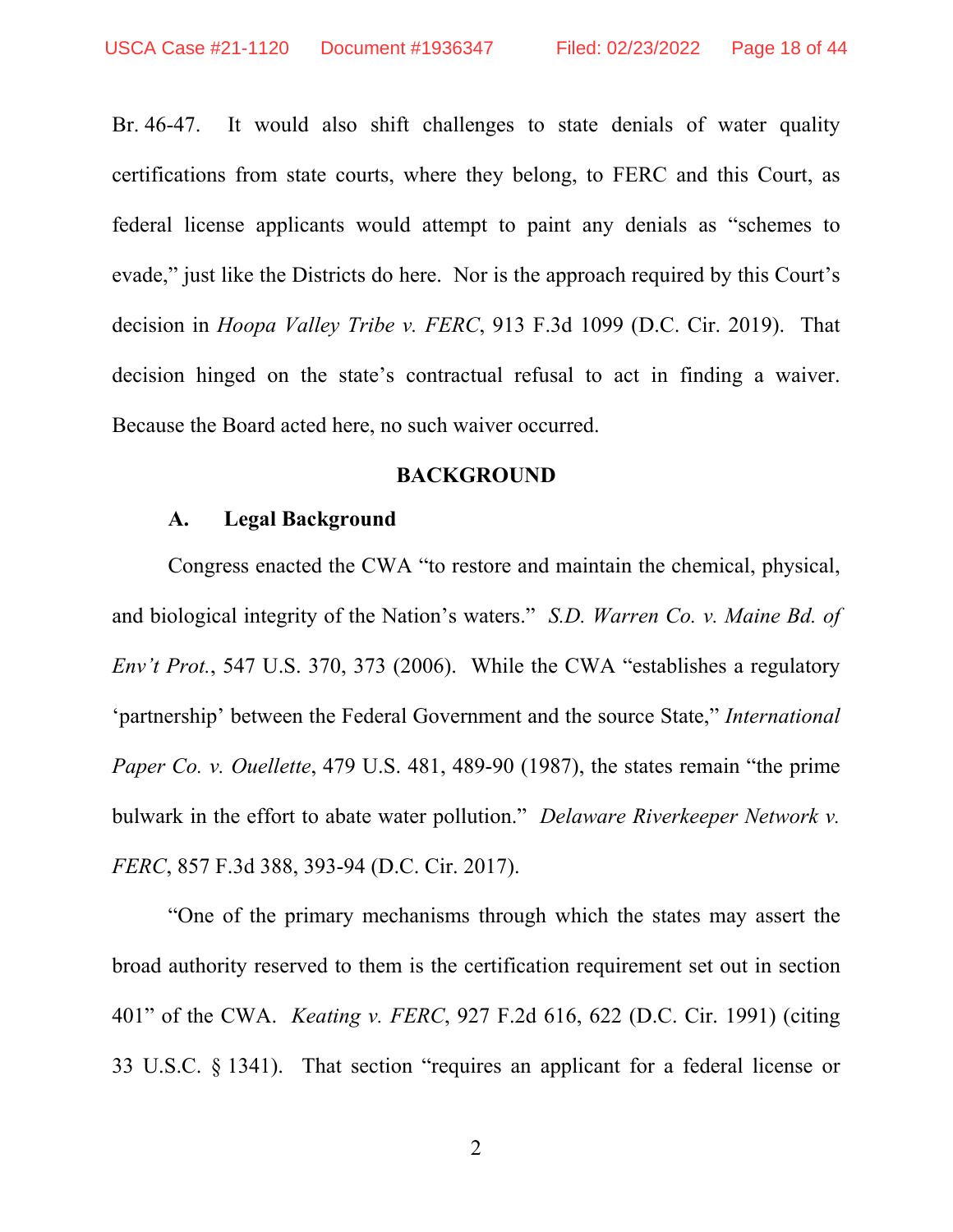Br. 46-47. It would also shift challenges to state denials of water quality certifications from state courts, where they belong, to FERC and this Court, as federal license applicants would attempt to paint any denials as "schemes to evade," just like the Districts do here. Nor is the approach required by this Court's decision in *Hoopa Valley Tribe v. FERC*, 913 F.3d 1099 (D.C. Cir. 2019). That decision hinged on the state's contractual refusal to act in finding a waiver. Because the Board acted here, no such waiver occurred.

## BACKGROUND

### A. Legal Background

Congress enacted the CWA "to restore and maintain the chemical, physical, and biological integrity of the Nation's waters." *S.D. Warren Co. v. Maine Bd. of Env't Prot.*, 547 U.S. 370, 373 (2006). While the CWA "establishes a regulatory 'partnership' between the Federal Government and the source State," *International Paper Co. v. Ouellette*, 479 U.S. 481, 489-90 (1987), the states remain "the prime bulwark in the effort to abate water pollution." *Delaware Riverkeeper Network v. FERC*, 857 F.3d 388, 393-94 (D.C. Cir. 2017).

"One of the primary mechanisms through which the states may assert the broad authority reserved to them is the certification requirement set out in section 401" of the CWA. *Keating v. FERC*, 927 F.2d 616, 622 (D.C. Cir. 1991) (citing 33 U.S.C. § 1341). That section "requires an applicant for a federal license or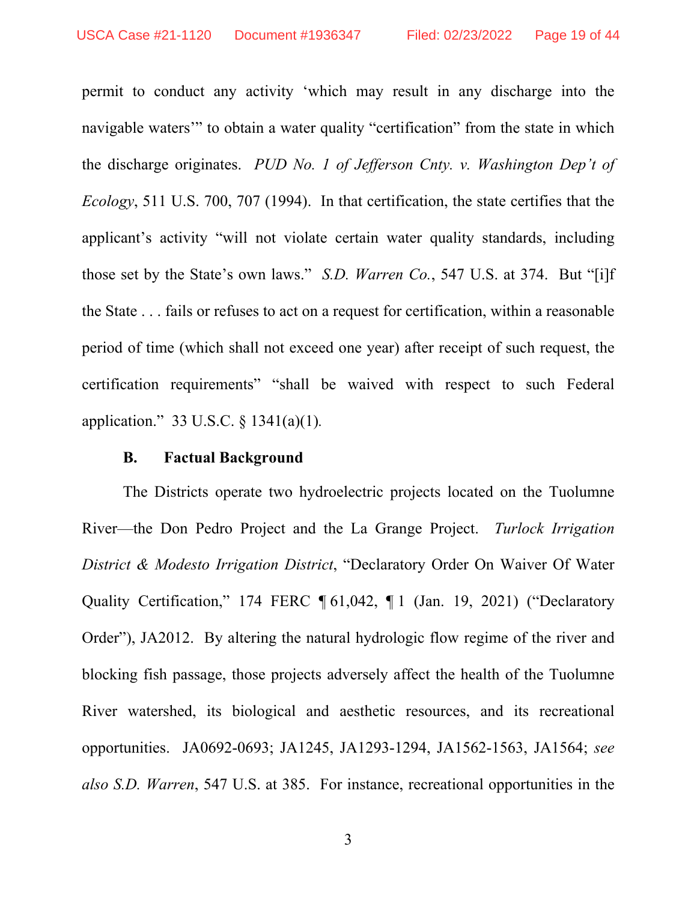permit to conduct any activity 'which may result in any discharge into the navigable waters'" to obtain a water quality "certification" from the state in which the discharge originates. *PUD No. 1 of Jefferson Cnty. v. Washington Dep't of Ecology*, 511 U.S. 700, 707 (1994). In that certification, the state certifies that the applicant's activity "will not violate certain water quality standards, including those set by the State's own laws." *S.D. Warren Co.*, 547 U.S. at 374. But "[i]f the State . . . fails or refuses to act on a request for certification, within a reasonable period of time (which shall not exceed one year) after receipt of such request, the certification requirements" "shall be waived with respect to such Federal application." 33 U.S.C. § 1341(a)(1).

### B. Factual Background

The Districts operate two hydroelectric projects located on the Tuolumne River—the Don Pedro Project and the La Grange Project. *Turlock Irrigation District & Modesto Irrigation District*, "Declaratory Order On Waiver Of Water Quality Certification," 174 FERC ¶ 61,042, ¶ 1 (Jan. 19, 2021) ("Declaratory Order"), JA2012. By altering the natural hydrologic flow regime of the river and blocking fish passage, those projects adversely affect the health of the Tuolumne River watershed, its biological and aesthetic resources, and its recreational opportunities. JA0692-0693; JA1245, JA1293-1294, JA1562-1563, JA1564; *see also S.D. Warren*, 547 U.S. at 385. For instance, recreational opportunities in the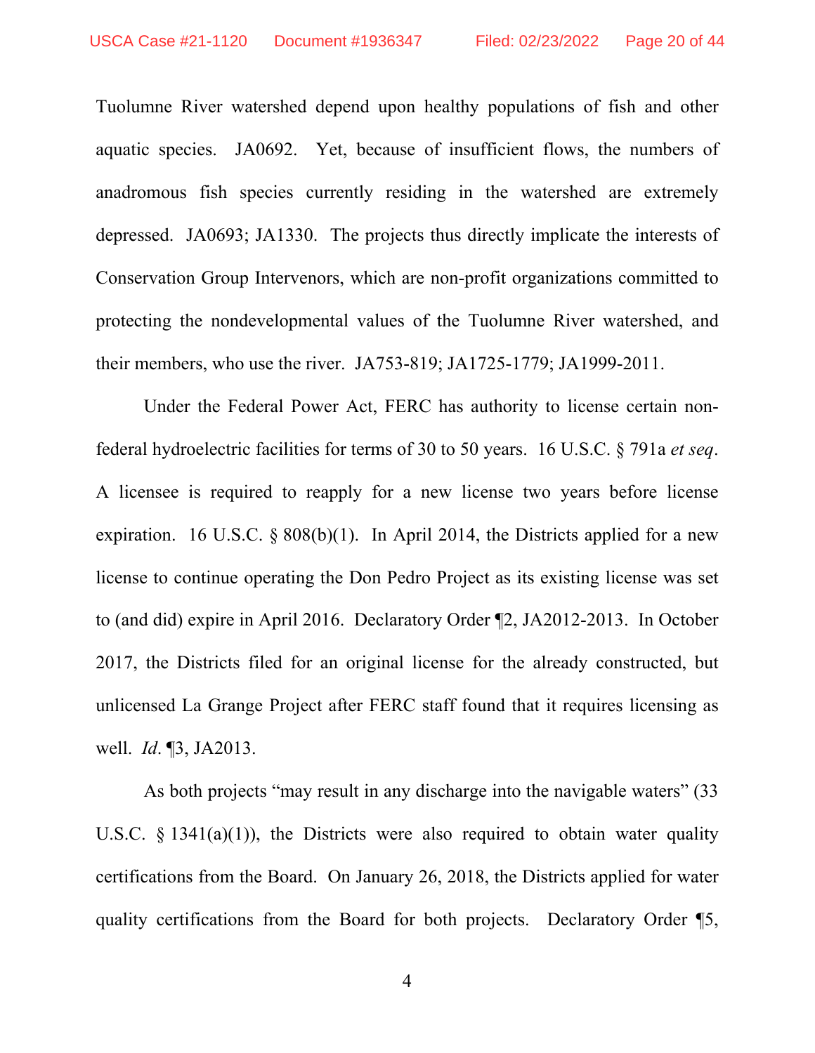Tuolumne River watershed depend upon healthy populations of fish and other aquatic species. JA0692. Yet, because of insufficient flows, the numbers of anadromous fish species currently residing in the watershed are extremely depressed. JA0693; JA1330. The projects thus directly implicate the interests of Conservation Group Intervenors, which are non-profit organizations committed to protecting the nondevelopmental values of the Tuolumne River watershed, and their members, who use the river. JA753-819; JA1725-1779; JA1999-2011.

Under the Federal Power Act, FERC has authority to license certain non-federal hydroelectric facilities for terms of 30 to 50 years. 16 U.S.C. § 791a *et seq*. A licensee is required to reapply for a new license two years before license expiration. 16 U.S.C. § 808(b)(1). In April 2014, the Districts applied for a new license to continue operating the Don Pedro Project as its existing license was set to (and did) expire in April 2016. Declaratory Order ¶2, JA2012-2013. In October 2017, the Districts filed for an original license for the already constructed, but unlicensed La Grange Project after FERC staff found that it requires licensing as well. *Id*. ¶3, JA2013.

As both projects "may result in any discharge into the navigable waters" (33 U.S.C. § 1341(a)(1)), the Districts were also required to obtain water quality certifications from the Board. On January 26, 2018, the Districts applied for water quality certifications from the Board for both projects. Declaratory Order ¶5,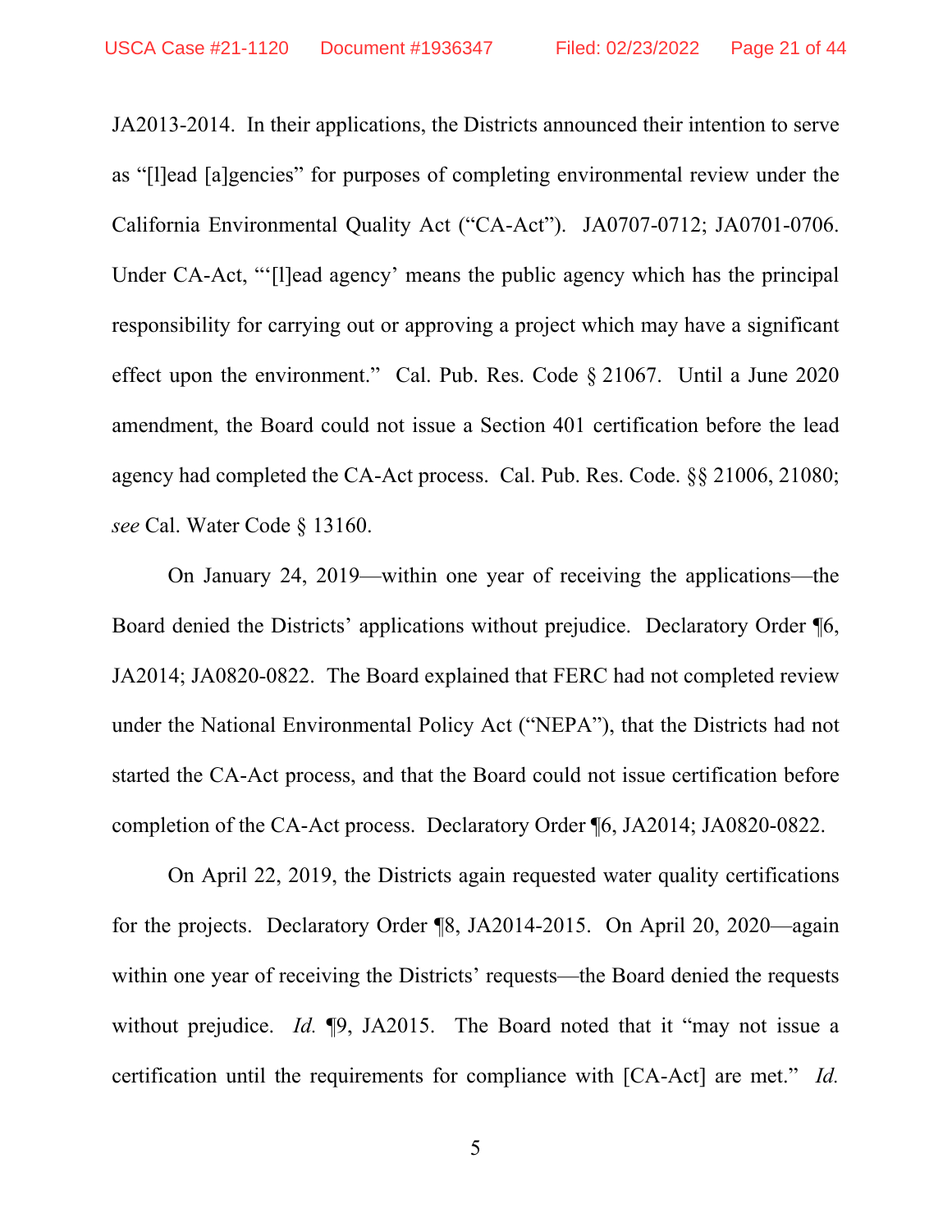JA2013-2014. In their applications, the Districts announced their intention to serve as "[l]ead [a]gencies" for purposes of completing environmental review under the California Environmental Quality Act ("CA-Act"). JA0707-0712; JA0701-0706. Under CA-Act, "'[l]ead agency' means the public agency which has the principal responsibility for carrying out or approving a project which may have a significant effect upon the environment." Cal. Pub. Res. Code § 21067. Until a June 2020 amendment, the Board could not issue a Section 401 certification before the lead agency had completed the CA-Act process. Cal. Pub. Res. Code. §§ 21006, 21080; *see* Cal. Water Code § 13160.

On January 24, 2019—within one year of receiving the applications—the Board denied the Districts' applications without prejudice. Declaratory Order ¶6, JA2014; JA0820-0822. The Board explained that FERC had not completed review under the National Environmental Policy Act ("NEPA"), that the Districts had not started the CA-Act process, and that the Board could not issue certification before completion of the CA-Act process. Declaratory Order ¶6, JA2014; JA0820-0822.

On April 22, 2019, the Districts again requested water quality certifications for the projects. Declaratory Order ¶8, JA2014-2015. On April 20, 2020—again within one year of receiving the Districts' requests—the Board denied the requests without prejudice. *Id.* ¶9, JA2015. The Board noted that it "may not issue a certification until the requirements for compliance with [CA-Act] are met." *Id.*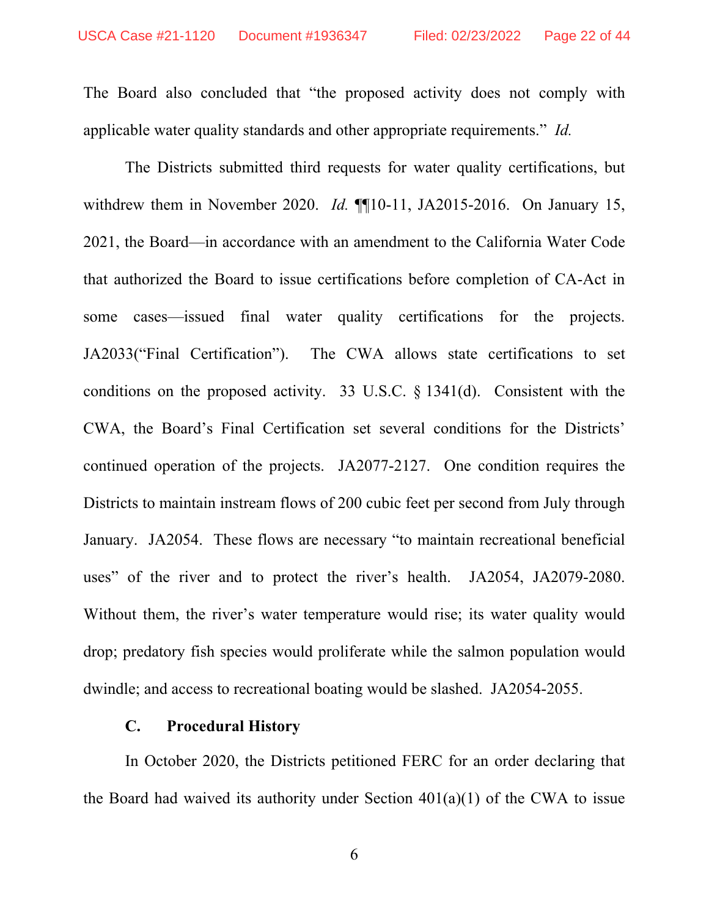The Board also concluded that "the proposed activity does not comply with applicable water quality standards and other appropriate requirements." *Id.*

The Districts submitted third requests for water quality certifications, but withdrew them in November 2020. *Id.* ¶¶10-11, JA2015-2016. On January 15, 2021, the Board—in accordance with an amendment to the California Water Code that authorized the Board to issue certifications before completion of CA-Act in some cases—issued final water quality certifications for the projects. JA2033("Final Certification"). The CWA allows state certifications to set conditions on the proposed activity. 33 U.S.C. § 1341(d). Consistent with the CWA, the Board's Final Certification set several conditions for the Districts' continued operation of the projects. JA2077-2127. One condition requires the Districts to maintain instream flows of 200 cubic feet per second from July through January. JA2054. These flows are necessary "to maintain recreational beneficial uses" of the river and to protect the river's health. JA2054, JA2079-2080. Without them, the river's water temperature would rise; its water quality would drop; predatory fish species would proliferate while the salmon population would dwindle; and access to recreational boating would be slashed. JA2054-2055.

### C. Procedural History

In October 2020, the Districts petitioned FERC for an order declaring that the Board had waived its authority under Section 401(a)(1) of the CWA to issue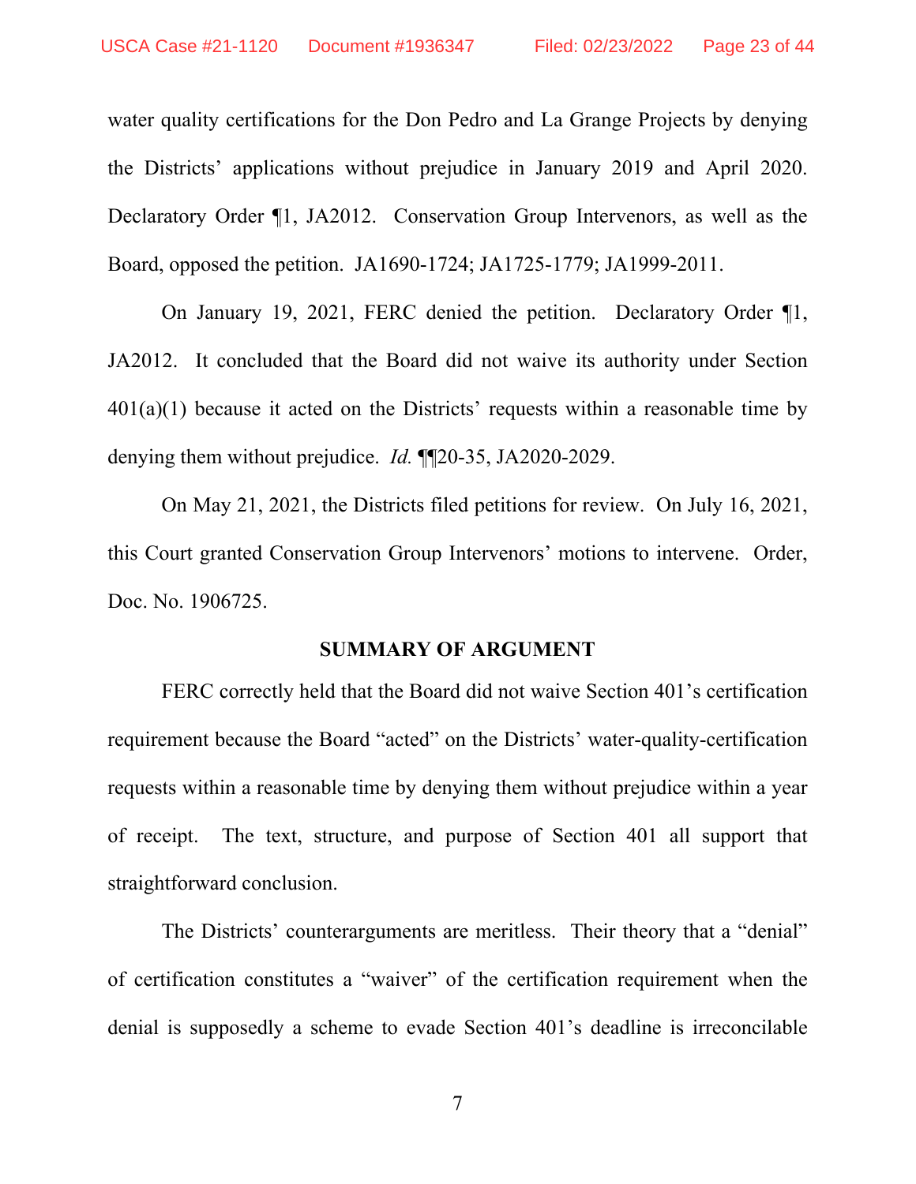water quality certifications for the Don Pedro and La Grange Projects by denying the Districts' applications without prejudice in January 2019 and April 2020. Declaratory Order ¶1, JA2012. Conservation Group Intervenors, as well as the Board, opposed the petition. JA1690-1724; JA1725-1779; JA1999-2011.

On January 19, 2021, FERC denied the petition. Declaratory Order ¶1, JA2012. It concluded that the Board did not waive its authority under Section 401(a)(1) because it acted on the Districts' requests within a reasonable time by denying them without prejudice. *Id.* ¶¶20-35, JA2020-2029.

On May 21, 2021, the Districts filed petitions for review. On July 16, 2021, this Court granted Conservation Group Intervenors' motions to intervene. Order, Doc. No. 1906725.

## SUMMARY OF ARGUMENT

FERC correctly held that the Board did not waive Section 401's certification requirement because the Board "acted" on the Districts' water-quality-certification requests within a reasonable time by denying them without prejudice within a year of receipt. The text, structure, and purpose of Section 401 all support that straightforward conclusion.

The Districts' counterarguments are meritless. Their theory that a "denial" of certification constitutes a "waiver" of the certification requirement when the denial is supposedly a scheme to evade Section 401's deadline is irreconcilable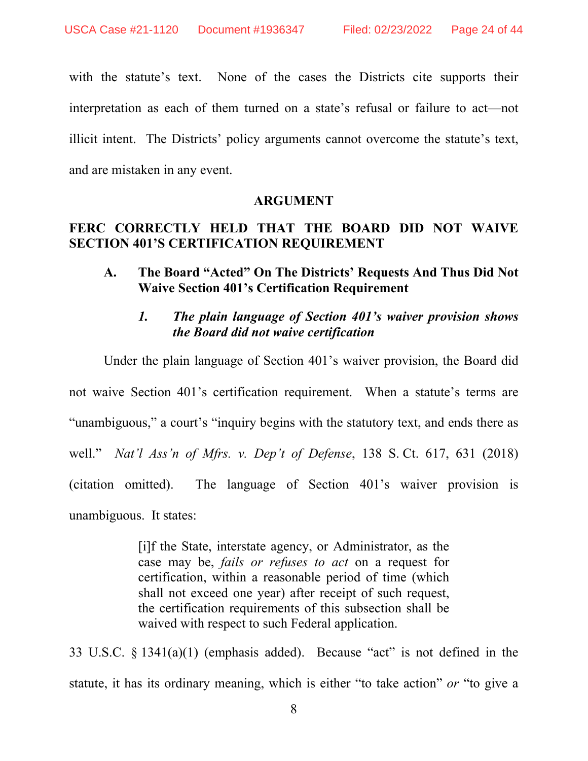with the statute's text. None of the cases the Districts cite supports their interpretation as each of them turned on a state's refusal or failure to act—not illicit intent. The Districts' policy arguments cannot overcome the statute's text, and are mistaken in any event.

## ARGUMENT

## FERC CORRECTLY HELD THAT THE BOARD DID NOT WAIVE SECTION 401'S CERTIFICATION REQUIREMENT

### A. The Board "Acted" On The Districts' Requests And Thus Did Not Waive Section 401's Certification Requirement

#### *1. The plain language of Section 401's waiver provision shows the Board did not waive certification*

Under the plain language of Section 401's waiver provision, the Board did not waive Section 401's certification requirement. When a statute's terms are "unambiguous," a court's "inquiry begins with the statutory text, and ends there as well." *Nat'l Ass'n of Mfrs. v. Dep't of Defense*, 138 S. Ct. 617, 631 (2018) (citation omitted). The language of Section 401's waiver provision is unambiguous. It states:

> [i]f the State, interstate agency, or Administrator, as the case may be, *fails or refuses to act* on a request for certification, within a reasonable period of time (which shall not exceed one year) after receipt of such request, the certification requirements of this subsection shall be waived with respect to such Federal application.

33 U.S.C. § 1341(a)(1) (emphasis added). Because "act" is not defined in the statute, it has its ordinary meaning, which is either "to take action" *or* "to give a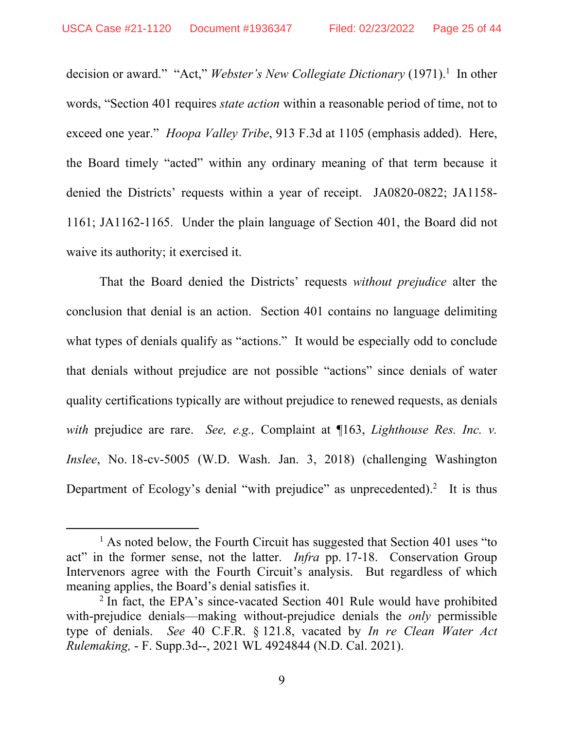decision or award." "Act," *Webster's New Collegiate Dictionary* (1971).[1] In other words, "Section 401 requires *state action* within a reasonable period of time, not to exceed one year." *Hoopa Valley Tribe*, 913 F.3d at 1105 (emphasis added). Here, the Board timely "acted" within any ordinary meaning of that term because it denied the Districts' requests within a year of receipt. JA0820-0822; JA1158-1161; JA1162-1165. Under the plain language of Section 401, the Board did not waive its authority; it exercised it.

That the Board denied the Districts' requests *without prejudice* alter the conclusion that denial is an action. Section 401 contains no language delimiting what types of denials qualify as "actions." It would be especially odd to conclude that denials without prejudice are not possible "actions" since denials of water quality certifications typically are without prejudice to renewed requests, as denials *with* prejudice are rare. *See, e.g.,* Complaint at ¶163, *Lighthouse Res. Inc. v. Inslee*, No. 18-cv-5005 (W.D. Wash. Jan. 3, 2018) (challenging Washington Department of Ecology's denial "with prejudice" as unprecedented).[2] It is thus

---

[1] As noted below, the Fourth Circuit has suggested that Section 401 uses "to act" in the former sense, not the latter. *Infra* pp. 17-18. Conservation Group Intervenors agree with the Fourth Circuit's analysis. But regardless of which meaning applies, the Board's denial satisfies it.

[2] In fact, the EPA's since-vacated Section 401 Rule would have prohibited with-prejudice denials—making without-prejudice denials the *only* permissible type of denials. *See* 40 C.F.R. § 121.8, vacated by *In re Clean Water Act Rulemaking,* - F. Supp.3d--, 2021 WL 4924844 (N.D. Cal. 2021).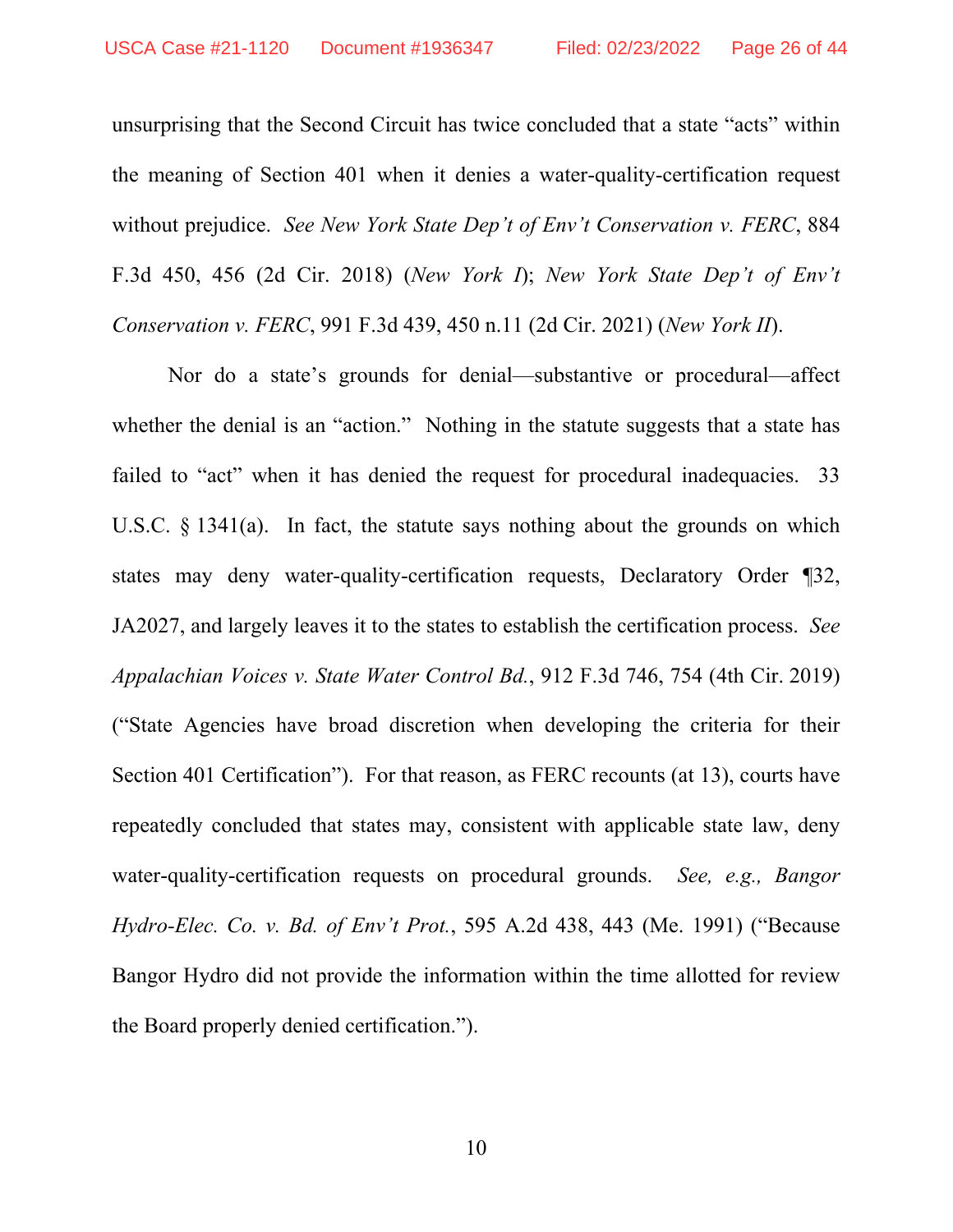unsurprising that the Second Circuit has twice concluded that a state "acts" within the meaning of Section 401 when it denies a water-quality-certification request without prejudice. *See New York State Dep't of Env't Conservation v. FERC*, 884 F.3d 450, 456 (2d Cir. 2018) (*New York I*); *New York State Dep't of Env't Conservation v. FERC*, 991 F.3d 439, 450 n.11 (2d Cir. 2021) (*New York II*).

Nor do a state's grounds for denial—substantive or procedural—affect whether the denial is an "action." Nothing in the statute suggests that a state has failed to "act" when it has denied the request for procedural inadequacies. 33 U.S.C. § 1341(a). In fact, the statute says nothing about the grounds on which states may deny water-quality-certification requests, Declaratory Order ¶32, JA2027, and largely leaves it to the states to establish the certification process. *See Appalachian Voices v. State Water Control Bd.*, 912 F.3d 746, 754 (4th Cir. 2019) ("State Agencies have broad discretion when developing the criteria for their Section 401 Certification"). For that reason, as FERC recounts (at 13), courts have repeatedly concluded that states may, consistent with applicable state law, deny water-quality-certification requests on procedural grounds. *See, e.g., Bangor Hydro-Elec. Co. v. Bd. of Env't Prot.*, 595 A.2d 438, 443 (Me. 1991) ("Because Bangor Hydro did not provide the information within the time allotted for review the Board properly denied certification.").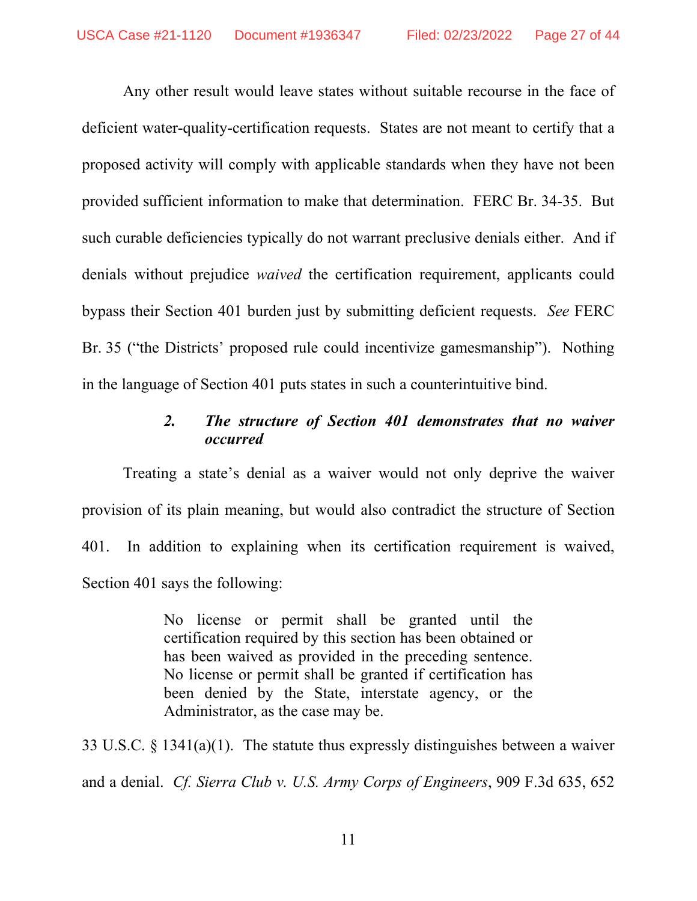Any other result would leave states without suitable recourse in the face of deficient water-quality-certification requests. States are not meant to certify that a proposed activity will comply with applicable standards when they have not been provided sufficient information to make that determination. FERC Br. 34-35. But such curable deficiencies typically do not warrant preclusive denials either. And if denials without prejudice *waived* the certification requirement, applicants could bypass their Section 401 burden just by submitting deficient requests. *See* FERC Br. 35 ("the Districts' proposed rule could incentivize gamesmanship"). Nothing in the language of Section 401 puts states in such a counterintuitive bind.

#### 2. *The structure of Section 401 demonstrates that no waiver occurred*

Treating a state's denial as a waiver would not only deprive the waiver provision of its plain meaning, but would also contradict the structure of Section 401. In addition to explaining when its certification requirement is waived, Section 401 says the following:

> No license or permit shall be granted until the certification required by this section has been obtained or has been waived as provided in the preceding sentence. No license or permit shall be granted if certification has been denied by the State, interstate agency, or the Administrator, as the case may be.

33 U.S.C. § 1341(a)(1). The statute thus expressly distinguishes between a waiver and a denial. *Cf. Sierra Club v. U.S. Army Corps of Engineers*, 909 F.3d 635, 652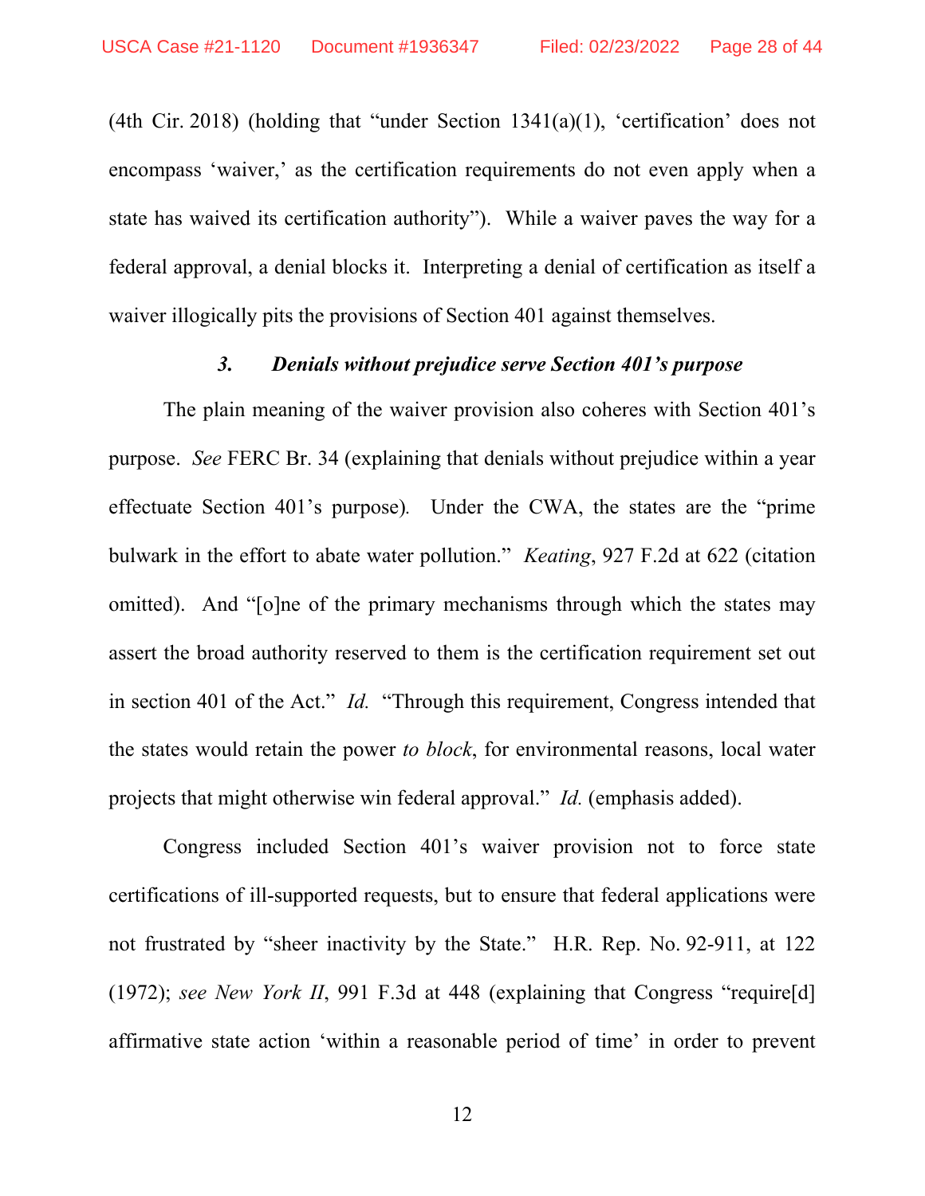(4th Cir. 2018) (holding that "under Section 1341(a)(1), 'certification' does not encompass 'waiver,' as the certification requirements do not even apply when a state has waived its certification authority"). While a waiver paves the way for a federal approval, a denial blocks it. Interpreting a denial of certification as itself a waiver illogically pits the provisions of Section 401 against themselves.

### *3. Denials without prejudice serve Section 401's purpose*

The plain meaning of the waiver provision also coheres with Section 401's purpose. *See* FERC Br. 34 (explaining that denials without prejudice within a year effectuate Section 401's purpose). Under the CWA, the states are the "prime bulwark in the effort to abate water pollution." *Keating*, 927 F.2d at 622 (citation omitted). And "[o]ne of the primary mechanisms through which the states may assert the broad authority reserved to them is the certification requirement set out in section 401 of the Act." *Id.* "Through this requirement, Congress intended that the states would retain the power *to block*, for environmental reasons, local water projects that might otherwise win federal approval." *Id.* (emphasis added).

Congress included Section 401's waiver provision not to force state certifications of ill-supported requests, but to ensure that federal applications were not frustrated by "sheer inactivity by the State." H.R. Rep. No. 92-911, at 122 (1972); *see New York II*, 991 F.3d at 448 (explaining that Congress "require[d] affirmative state action 'within a reasonable period of time' in order to prevent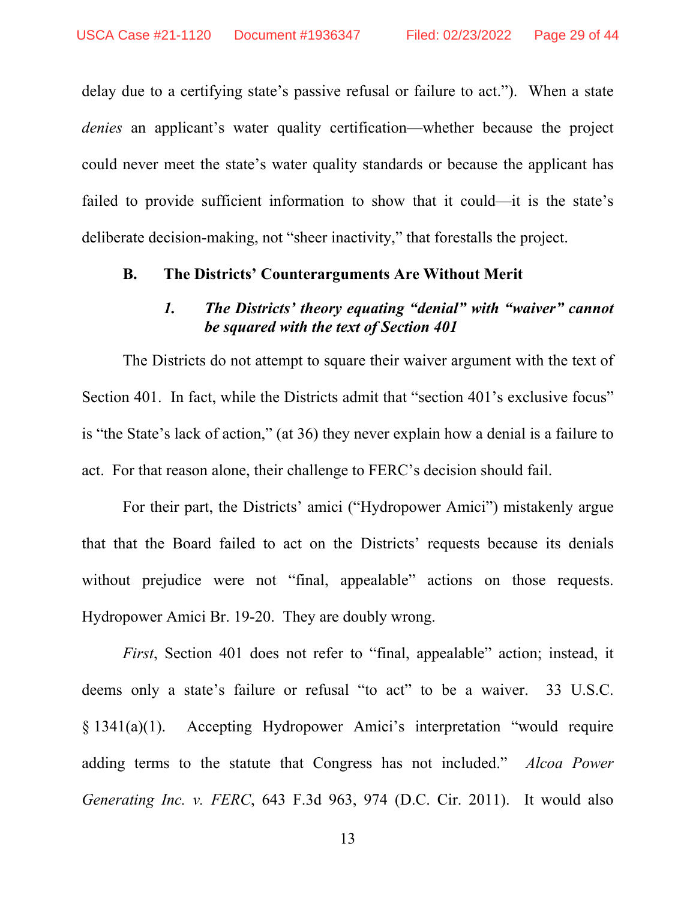delay due to a certifying state's passive refusal or failure to act."). When a state *denies* an applicant's water quality certification—whether because the project could never meet the state's water quality standards or because the applicant has failed to provide sufficient information to show that it could—it is the state's deliberate decision-making, not "sheer inactivity," that forestalls the project.

### B. The Districts' Counterarguments Are Without Merit

#### *1. The Districts' theory equating "denial" with "waiver" cannot be squared with the text of Section 401*

The Districts do not attempt to square their waiver argument with the text of Section 401. In fact, while the Districts admit that "section 401's exclusive focus" is "the State's lack of action," (at 36) they never explain how a denial is a failure to act. For that reason alone, their challenge to FERC's decision should fail.

For their part, the Districts' amici ("Hydropower Amici") mistakenly argue that that the Board failed to act on the Districts' requests because its denials without prejudice were not "final, appealable" actions on those requests. Hydropower Amici Br. 19-20. They are doubly wrong.

*First*, Section 401 does not refer to "final, appealable" action; instead, it deems only a state's failure or refusal "to act" to be a waiver. 33 U.S.C. § 1341(a)(1). Accepting Hydropower Amici's interpretation "would require adding terms to the statute that Congress has not included." *Alcoa Power Generating Inc. v. FERC*, 643 F.3d 963, 974 (D.C. Cir. 2011). It would also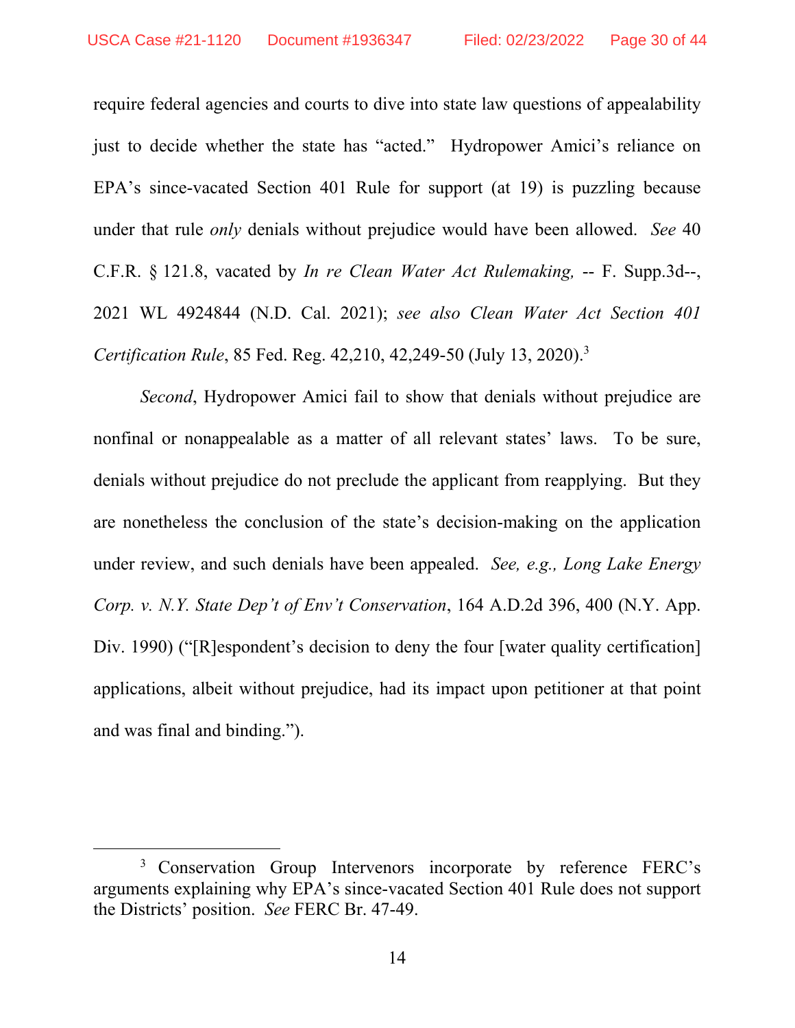require federal agencies and courts to dive into state law questions of appealability just to decide whether the state has "acted." Hydropower Amici's reliance on EPA's since-vacated Section 401 Rule for support (at 19) is puzzling because under that rule *only* denials without prejudice would have been allowed. *See* 40 C.F.R. § 121.8, vacated by *In re Clean Water Act Rulemaking,* -- F. Supp.3d--, 2021 WL 4924844 (N.D. Cal. 2021); *see also Clean Water Act Section 401 Certification Rule*, 85 Fed. Reg. 42,210, 42,249-50 (July 13, 2020).[3]

*Second*, Hydropower Amici fail to show that denials without prejudice are nonfinal or nonappealable as a matter of all relevant states' laws. To be sure, denials without prejudice do not preclude the applicant from reapplying. But they are nonetheless the conclusion of the state's decision-making on the application under review, and such denials have been appealed. *See, e.g., Long Lake Energy Corp. v. N.Y. State Dep't of Env't Conservation*, 164 A.D.2d 396, 400 (N.Y. App. Div. 1990) ("[R]espondent's decision to deny the four [water quality certification] applications, albeit without prejudice, had its impact upon petitioner at that point and was final and binding.").

[3] Conservation Group Intervenors incorporate by reference FERC's arguments explaining why EPA's since-vacated Section 401 Rule does not support the Districts' position. *See* FERC Br. 47-49.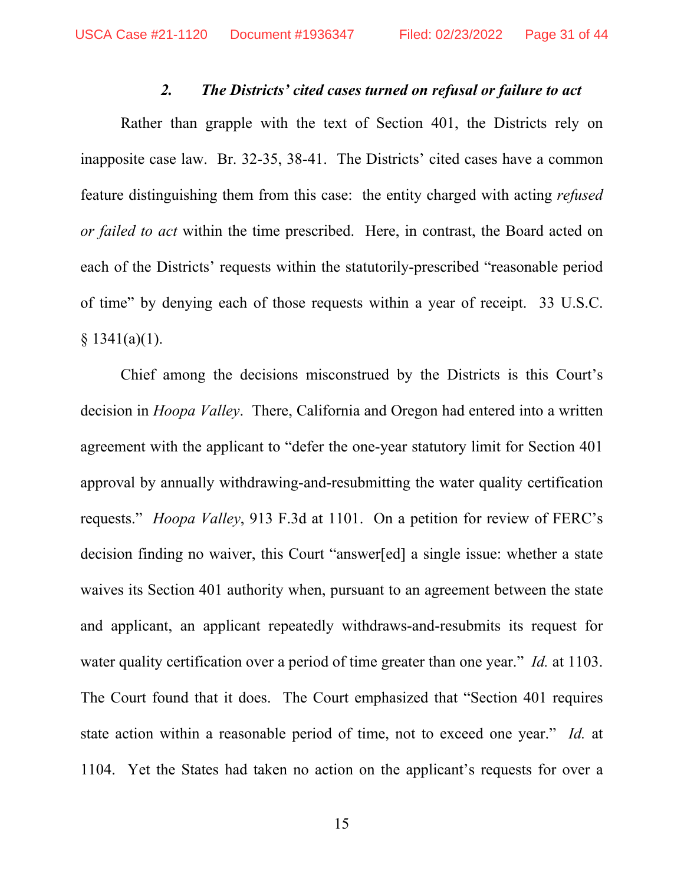### 2. *The Districts' cited cases turned on refusal or failure to act*

Rather than grapple with the text of Section 401, the Districts rely on inapposite case law. Br. 32-35, 38-41. The Districts' cited cases have a common feature distinguishing them from this case: the entity charged with acting *refused or failed to act* within the time prescribed. Here, in contrast, the Board acted on each of the Districts' requests within the statutorily-prescribed "reasonable period of time" by denying each of those requests within a year of receipt. 33 U.S.C. § 1341(a)(1).

Chief among the decisions misconstrued by the Districts is this Court's decision in *Hoopa Valley*. There, California and Oregon had entered into a written agreement with the applicant to "defer the one-year statutory limit for Section 401 approval by annually withdrawing-and-resubmitting the water quality certification requests." *Hoopa Valley*, 913 F.3d at 1101. On a petition for review of FERC's decision finding no waiver, this Court "answer[ed] a single issue: whether a state waives its Section 401 authority when, pursuant to an agreement between the state and applicant, an applicant repeatedly withdraws-and-resubmits its request for water quality certification over a period of time greater than one year." *Id.* at 1103. The Court found that it does. The Court emphasized that "Section 401 requires state action within a reasonable period of time, not to exceed one year." *Id.* at 1104. Yet the States had taken no action on the applicant's requests for over a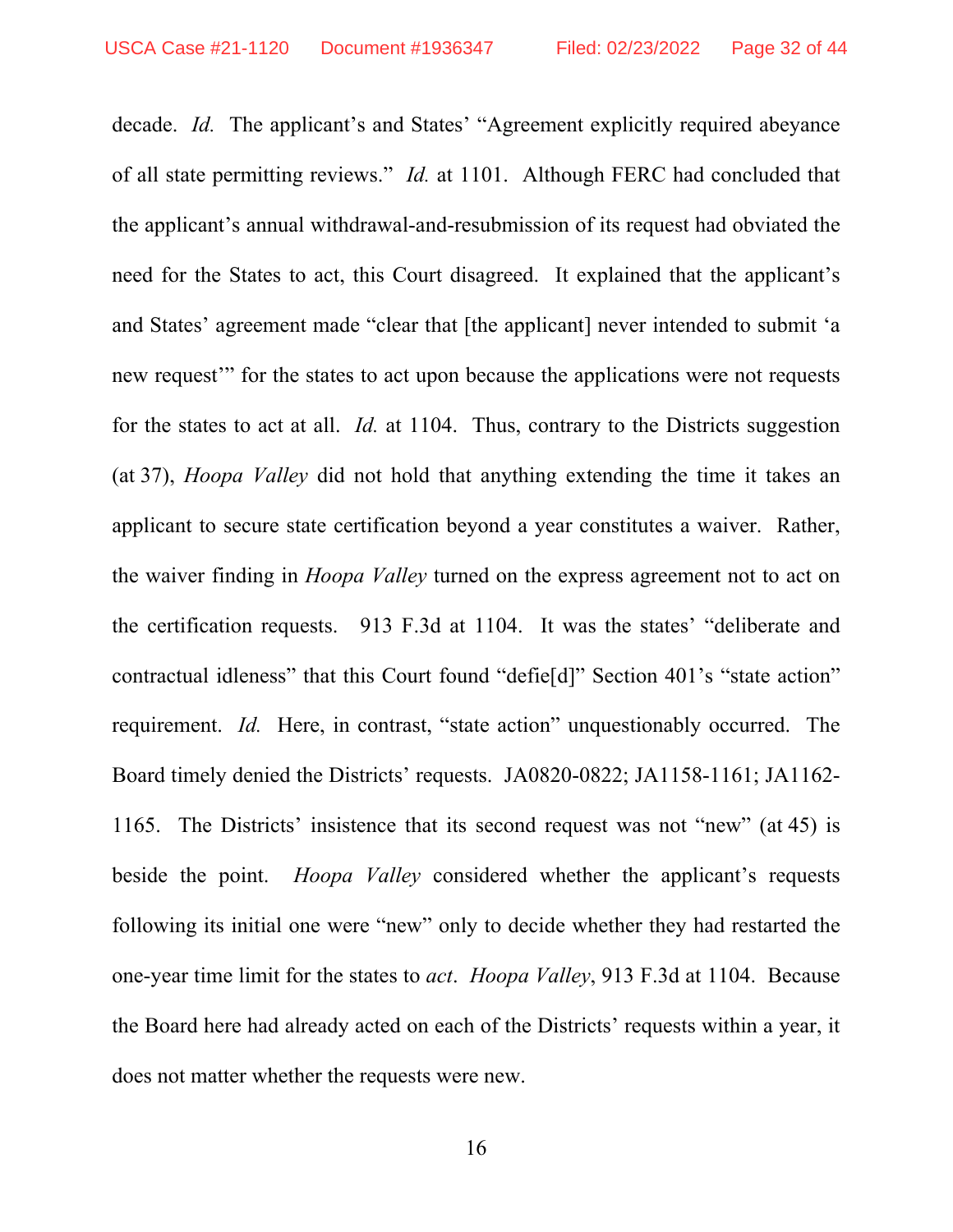decade. *Id.* The applicant's and States' "Agreement explicitly required abeyance of all state permitting reviews." *Id.* at 1101. Although FERC had concluded that the applicant's annual withdrawal-and-resubmission of its request had obviated the need for the States to act, this Court disagreed. It explained that the applicant's and States' agreement made "clear that [the applicant] never intended to submit 'a new request'" for the states to act upon because the applications were not requests for the states to act at all. *Id.* at 1104. Thus, contrary to the Districts suggestion (at 37), *Hoopa Valley* did not hold that anything extending the time it takes an applicant to secure state certification beyond a year constitutes a waiver. Rather, the waiver finding in *Hoopa Valley* turned on the express agreement not to act on the certification requests. 913 F.3d at 1104. It was the states' "deliberate and contractual idleness" that this Court found "defie[d]" Section 401's "state action" requirement. *Id.* Here, in contrast, "state action" unquestionably occurred. The Board timely denied the Districts' requests. JA0820-0822; JA1158-1161; JA1162-1165. The Districts' insistence that its second request was not "new" (at 45) is beside the point. *Hoopa Valley* considered whether the applicant's requests following its initial one were "new" only to decide whether they had restarted the one-year time limit for the states to *act*. *Hoopa Valley*, 913 F.3d at 1104. Because the Board here had already acted on each of the Districts' requests within a year, it does not matter whether the requests were new.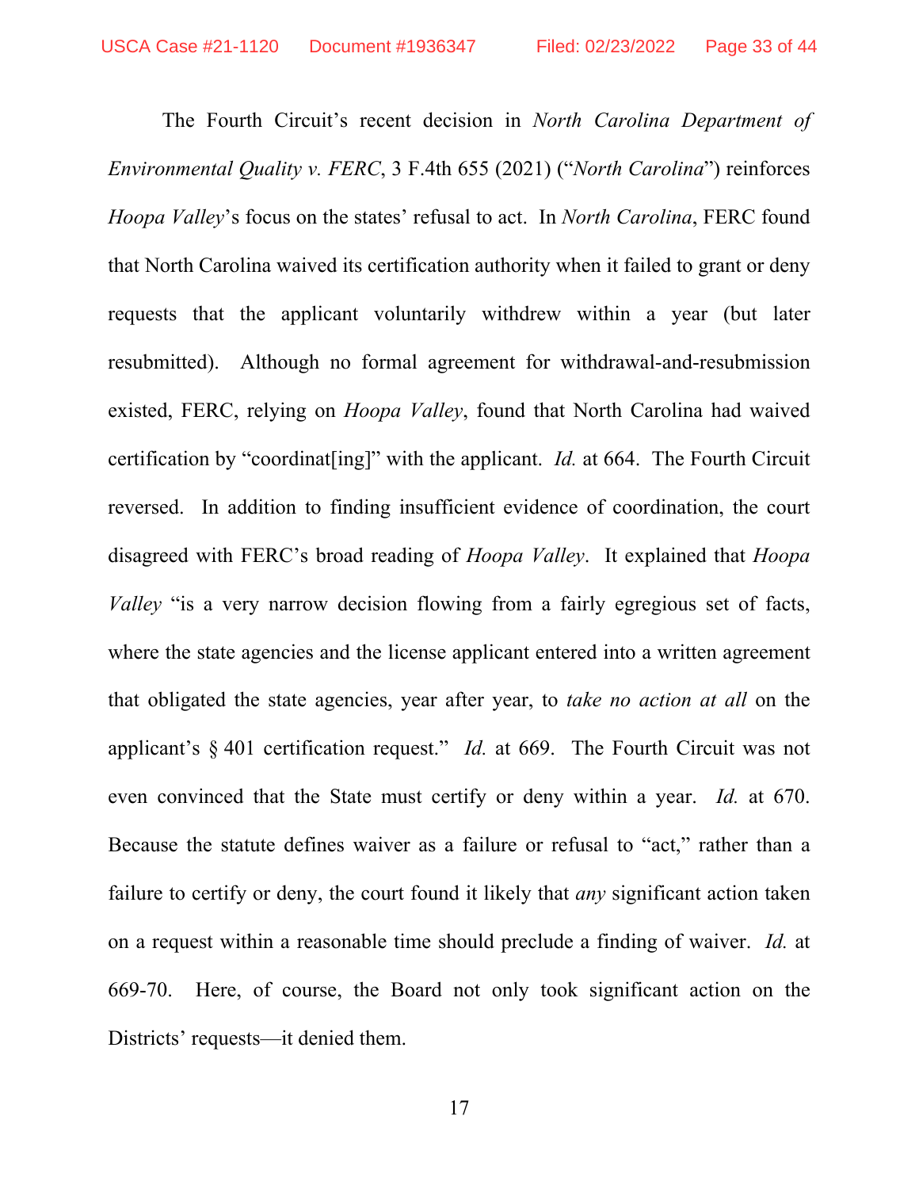The Fourth Circuit's recent decision in *North Carolina Department of Environmental Quality v. FERC*, 3 F.4th 655 (2021) ("*North Carolina*") reinforces *Hoopa Valley*'s focus on the states' refusal to act. In *North Carolina*, FERC found that North Carolina waived its certification authority when it failed to grant or deny requests that the applicant voluntarily withdrew within a year (but later resubmitted). Although no formal agreement for withdrawal-and-resubmission existed, FERC, relying on *Hoopa Valley*, found that North Carolina had waived certification by "coordinat[ing]" with the applicant. *Id.* at 664. The Fourth Circuit reversed. In addition to finding insufficient evidence of coordination, the court disagreed with FERC's broad reading of *Hoopa Valley*. It explained that *Hoopa Valley* "is a very narrow decision flowing from a fairly egregious set of facts, where the state agencies and the license applicant entered into a written agreement that obligated the state agencies, year after year, to *take no action at all* on the applicant's § 401 certification request." *Id.* at 669. The Fourth Circuit was not even convinced that the State must certify or deny within a year. *Id.* at 670. Because the statute defines waiver as a failure or refusal to "act," rather than a failure to certify or deny, the court found it likely that *any* significant action taken on a request within a reasonable time should preclude a finding of waiver. *Id.* at 669-70. Here, of course, the Board not only took significant action on the Districts' requests—it denied them.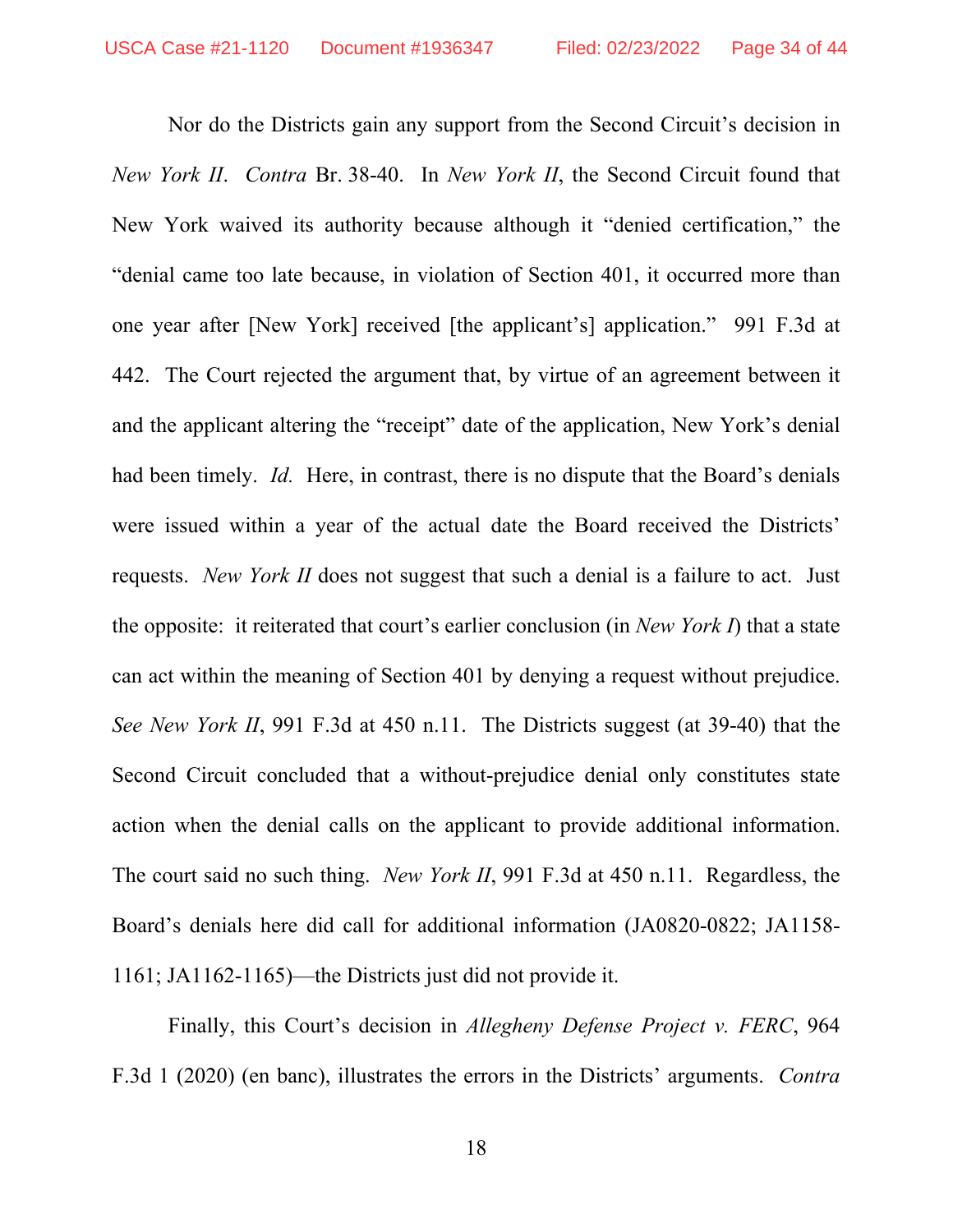Nor do the Districts gain any support from the Second Circuit's decision in *New York II*. *Contra* Br. 38-40. In *New York II*, the Second Circuit found that New York waived its authority because although it "denied certification," the "denial came too late because, in violation of Section 401, it occurred more than one year after [New York] received [the applicant's] application." 991 F.3d at 442. The Court rejected the argument that, by virtue of an agreement between it and the applicant altering the "receipt" date of the application, New York's denial had been timely. *Id.* Here, in contrast, there is no dispute that the Board's denials were issued within a year of the actual date the Board received the Districts' requests. *New York II* does not suggest that such a denial is a failure to act. Just the opposite: it reiterated that court's earlier conclusion (in *New York I*) that a state can act within the meaning of Section 401 by denying a request without prejudice. *See New York II*, 991 F.3d at 450 n.11. The Districts suggest (at 39-40) that the Second Circuit concluded that a without-prejudice denial only constitutes state action when the denial calls on the applicant to provide additional information. The court said no such thing. *New York II*, 991 F.3d at 450 n.11. Regardless, the Board's denials here did call for additional information (JA0820-0822; JA1158-1161; JA1162-1165)—the Districts just did not provide it.

Finally, this Court's decision in *Allegheny Defense Project v. FERC*, 964 F.3d 1 (2020) (en banc), illustrates the errors in the Districts' arguments. *Contra*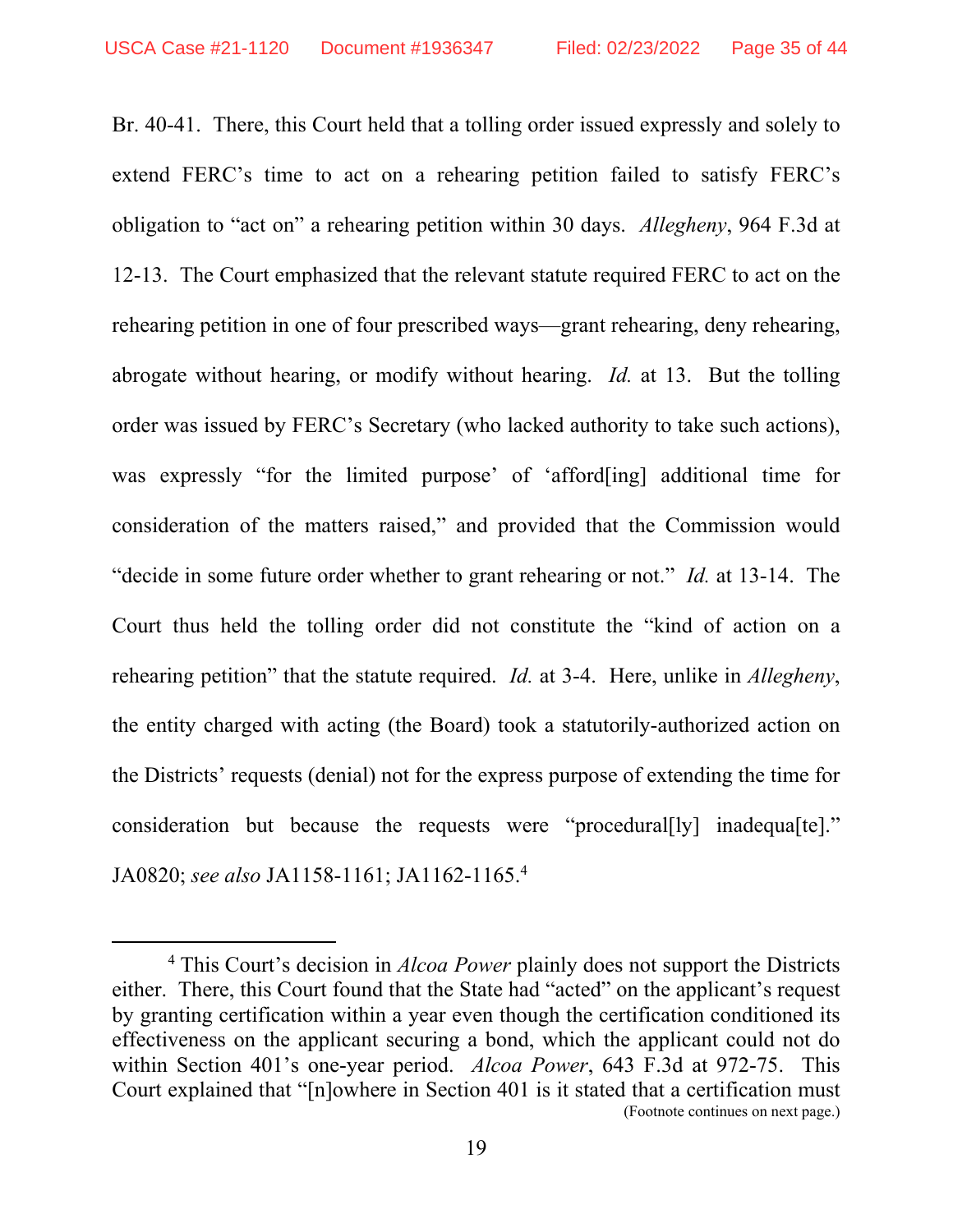Br. 40-41. There, this Court held that a tolling order issued expressly and solely to extend FERC's time to act on a rehearing petition failed to satisfy FERC's obligation to "act on" a rehearing petition within 30 days. *Allegheny*, 964 F.3d at 12-13. The Court emphasized that the relevant statute required FERC to act on the rehearing petition in one of four prescribed ways—grant rehearing, deny rehearing, abrogate without hearing, or modify without hearing. *Id.* at 13. But the tolling order was issued by FERC's Secretary (who lacked authority to take such actions), was expressly "for the limited purpose' of 'afford[ing] additional time for consideration of the matters raised," and provided that the Commission would "decide in some future order whether to grant rehearing or not." *Id.* at 13-14. The Court thus held the tolling order did not constitute the "kind of action on a rehearing petition" that the statute required. *Id.* at 3-4. Here, unlike in *Allegheny*, the entity charged with acting (the Board) took a statutorily-authorized action on the Districts' requests (denial) not for the express purpose of extending the time for consideration but because the requests were "procedural[ly] inadequa[te]." JA0820; *see also* JA1158-1161; JA1162-1165.[4]

[4] This Court's decision in *Alcoa Power* plainly does not support the Districts either. There, this Court found that the State had "acted" on the applicant's request by granting certification within a year even though the certification conditioned its effectiveness on the applicant securing a bond, which the applicant could not do within Section 401's one-year period. *Alcoa Power*, 643 F.3d at 972-75. This Court explained that "[n]owhere in Section 401 is it stated that a certification must

(Footnote continues on next page.)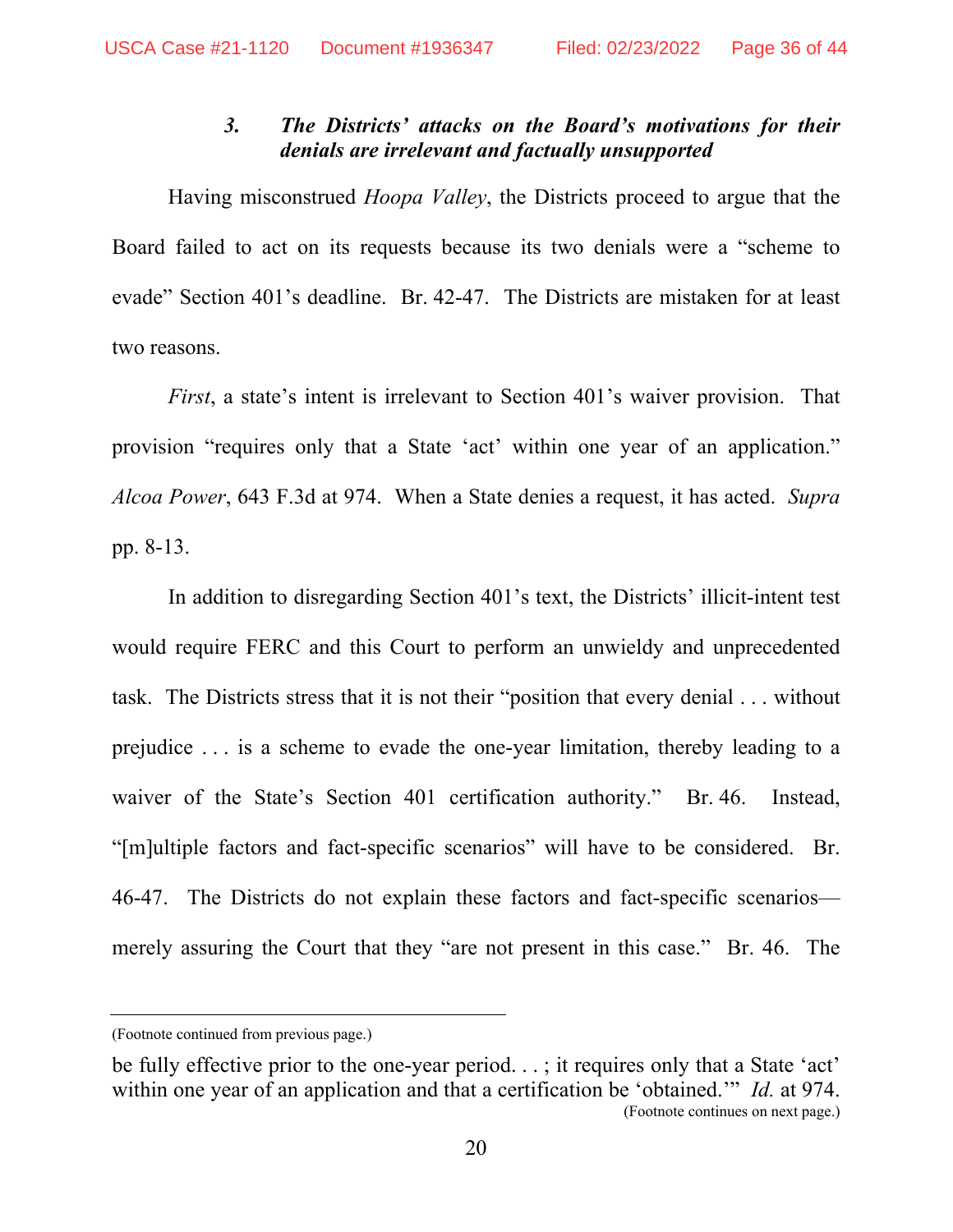### 3. *The Districts' attacks on the Board's motivations for their denials are irrelevant and factually unsupported*

Having misconstrued *Hoopa Valley*, the Districts proceed to argue that the Board failed to act on its requests because its two denials were a "scheme to evade" Section 401's deadline. Br. 42-47. The Districts are mistaken for at least two reasons.

*First*, a state's intent is irrelevant to Section 401's waiver provision. That provision "requires only that a State 'act' within one year of an application." *Alcoa Power*, 643 F.3d at 974. When a State denies a request, it has acted. *Supra* pp. 8-13.

In addition to disregarding Section 401's text, the Districts' illicit-intent test would require FERC and this Court to perform an unwieldy and unprecedented task. The Districts stress that it is not their "position that every denial . . . without prejudice . . . is a scheme to evade the one-year limitation, thereby leading to a waiver of the State's Section 401 certification authority." Br. 46. Instead, "[m]ultiple factors and fact-specific scenarios" will have to be considered. Br. 46-47. The Districts do not explain these factors and fact-specific scenarios—merely assuring the Court that they "are not present in this case." Br. 46. The

---

(Footnote continued from previous page.)

be fully effective prior to the one-year period. . . ; it requires only that a State 'act' within one year of an application and that a certification be 'obtained.'" *Id.* at 974.

(Footnote continues on next page.)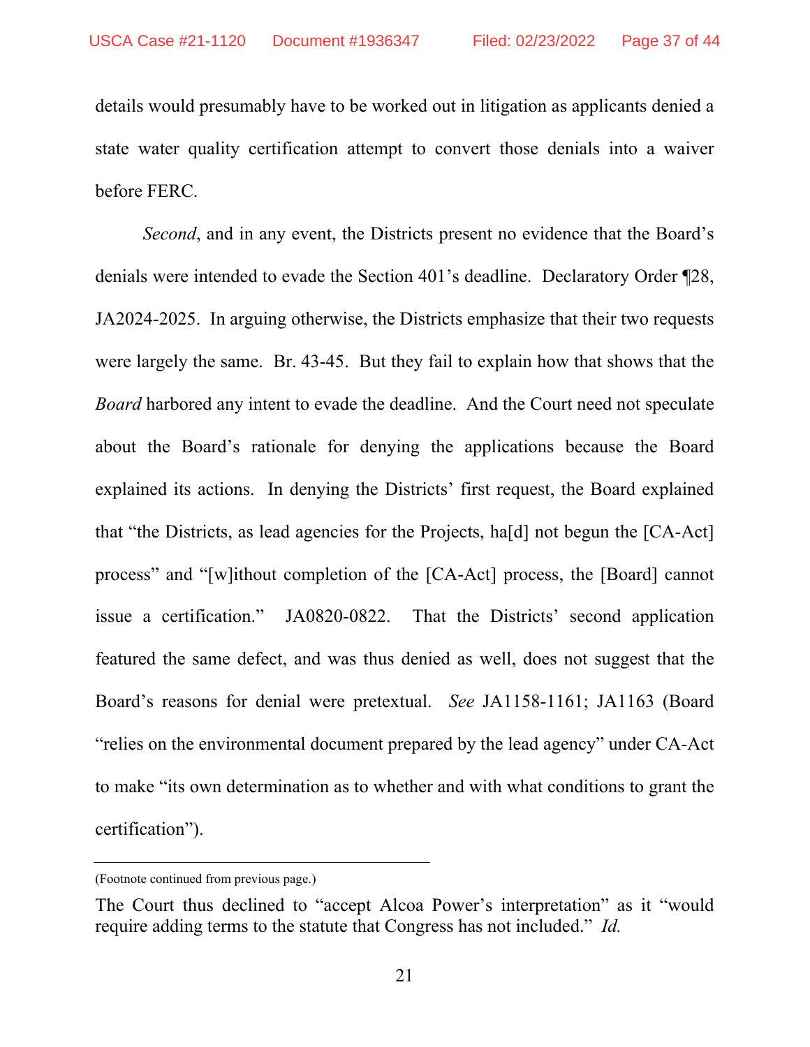details would presumably have to be worked out in litigation as applicants denied a state water quality certification attempt to convert those denials into a waiver before FERC.

*Second*, and in any event, the Districts present no evidence that the Board's denials were intended to evade the Section 401's deadline. Declaratory Order ¶28, JA2024-2025. In arguing otherwise, the Districts emphasize that their two requests were largely the same. Br. 43-45. But they fail to explain how that shows that the *Board* harbored any intent to evade the deadline. And the Court need not speculate about the Board's rationale for denying the applications because the Board explained its actions. In denying the Districts' first request, the Board explained that "the Districts, as lead agencies for the Projects, ha[d] not begun the [CA-Act] process" and "[w]ithout completion of the [CA-Act] process, the [Board] cannot issue a certification." JA0820-0822. That the Districts' second application featured the same defect, and was thus denied as well, does not suggest that the Board's reasons for denial were pretextual. *See* JA1158-1161; JA1163 (Board "relies on the environmental document prepared by the lead agency" under CA-Act to make "its own determination as to whether and with what conditions to grant the certification").

---

(Footnote continued from previous page.)

The Court thus declined to "accept Alcoa Power's interpretation" as it "would require adding terms to the statute that Congress has not included." *Id.*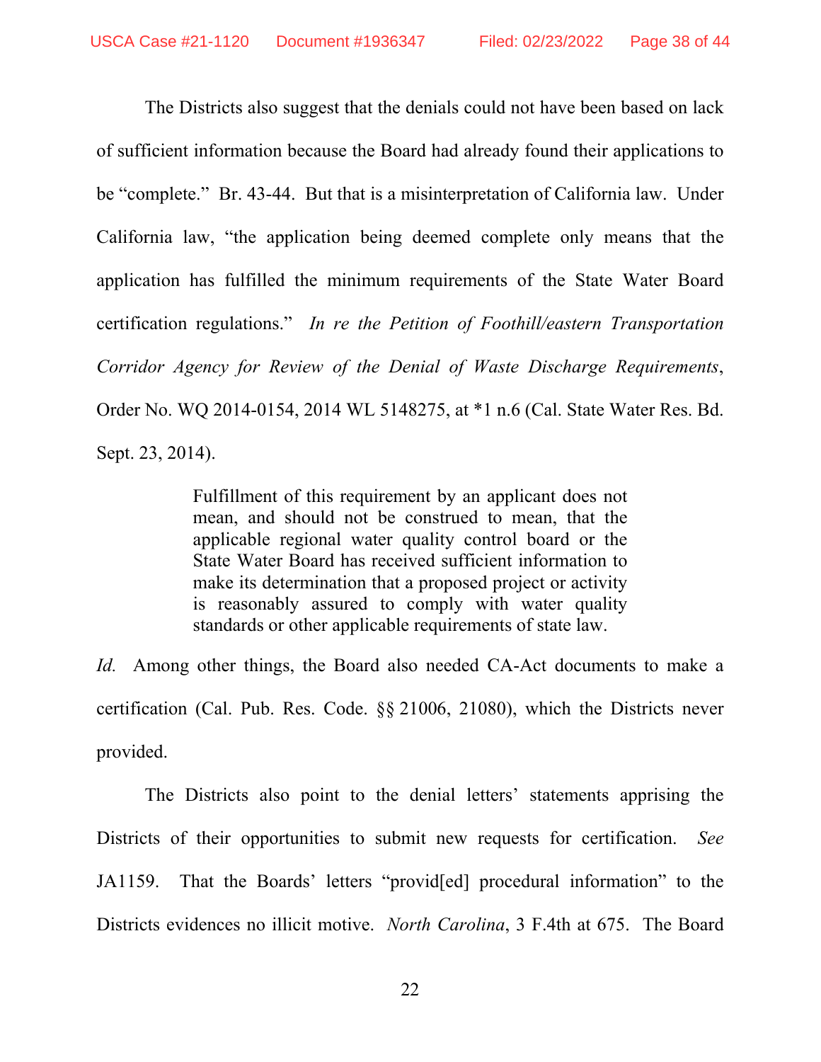The Districts also suggest that the denials could not have been based on lack of sufficient information because the Board had already found their applications to be "complete." Br. 43-44. But that is a misinterpretation of California law. Under California law, "the application being deemed complete only means that the application has fulfilled the minimum requirements of the State Water Board certification regulations." *In re the Petition of Foothill/eastern Transportation Corridor Agency for Review of the Denial of Waste Discharge Requirements*, Order No. WQ 2014-0154, 2014 WL 5148275, at *1 n.6 (Cal. State Water Res. Bd. Sept. 23, 2014).

> Fulfillment of this requirement by an applicant does not mean, and should not be construed to mean, that the applicable regional water quality control board or the State Water Board has received sufficient information to make its determination that a proposed project or activity is reasonably assured to comply with water quality standards or other applicable requirements of state law.

*Id.* Among other things, the Board also needed CA-Act documents to make a certification (Cal. Pub. Res. Code. §§ 21006, 21080), which the Districts never provided.

The Districts also point to the denial letters' statements apprising the Districts of their opportunities to submit new requests for certification. *See* JA1159. That the Boards' letters "provid[ed] procedural information" to the Districts evidences no illicit motive. *North Carolina*, 3 F.4th at 675. The Board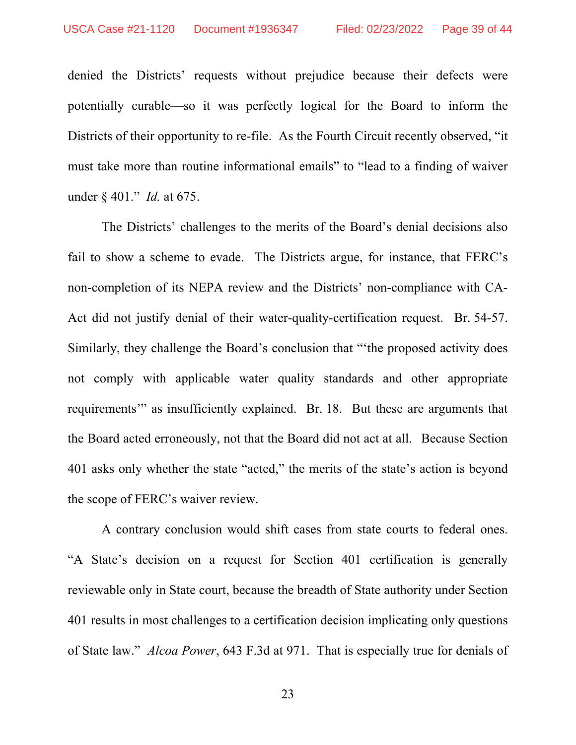denied the Districts' requests without prejudice because their defects were potentially curable—so it was perfectly logical for the Board to inform the Districts of their opportunity to re-file. As the Fourth Circuit recently observed, "it must take more than routine informational emails" to "lead to a finding of waiver under § 401." *Id.* at 675.

The Districts' challenges to the merits of the Board's denial decisions also fail to show a scheme to evade. The Districts argue, for instance, that FERC's non-completion of its NEPA review and the Districts' non-compliance with CA-Act did not justify denial of their water-quality-certification request. Br. 54-57. Similarly, they challenge the Board's conclusion that "'the proposed activity does not comply with applicable water quality standards and other appropriate requirements'" as insufficiently explained. Br. 18. But these are arguments that the Board acted erroneously, not that the Board did not act at all. Because Section 401 asks only whether the state "acted," the merits of the state's action is beyond the scope of FERC's waiver review.

A contrary conclusion would shift cases from state courts to federal ones. "A State's decision on a request for Section 401 certification is generally reviewable only in State court, because the breadth of State authority under Section 401 results in most challenges to a certification decision implicating only questions of State law." *Alcoa Power*, 643 F.3d at 971. That is especially true for denials of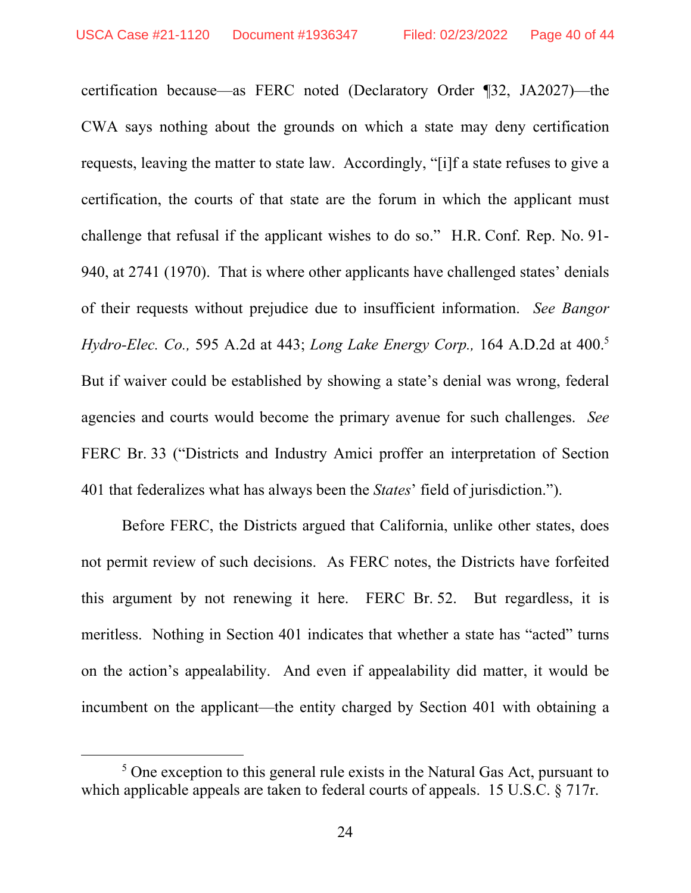certification because—as FERC noted (Declaratory Order ¶32, JA2027)—the CWA says nothing about the grounds on which a state may deny certification requests, leaving the matter to state law. Accordingly, "[i]f a state refuses to give a certification, the courts of that state are the forum in which the applicant must challenge that refusal if the applicant wishes to do so." H.R. Conf. Rep. No. 91-940, at 2741 (1970). That is where other applicants have challenged states' denials of their requests without prejudice due to insufficient information. *See Bangor Hydro-Elec. Co.,* 595 A.2d at 443; *Long Lake Energy Corp.,* 164 A.D.2d at 400.[5] But if waiver could be established by showing a state's denial was wrong, federal agencies and courts would become the primary avenue for such challenges. *See* FERC Br. 33 ("Districts and Industry Amici proffer an interpretation of Section 401 that federalizes what has always been the *States*' field of jurisdiction.").

Before FERC, the Districts argued that California, unlike other states, does not permit review of such decisions. As FERC notes, the Districts have forfeited this argument by not renewing it here. FERC Br. 52. But regardless, it is meritless. Nothing in Section 401 indicates that whether a state has "acted" turns on the action's appealability. And even if appealability did matter, it would be incumbent on the applicant—the entity charged by Section 401 with obtaining a

---

[5] One exception to this general rule exists in the Natural Gas Act, pursuant to which applicable appeals are taken to federal courts of appeals. 15 U.S.C. § 717r.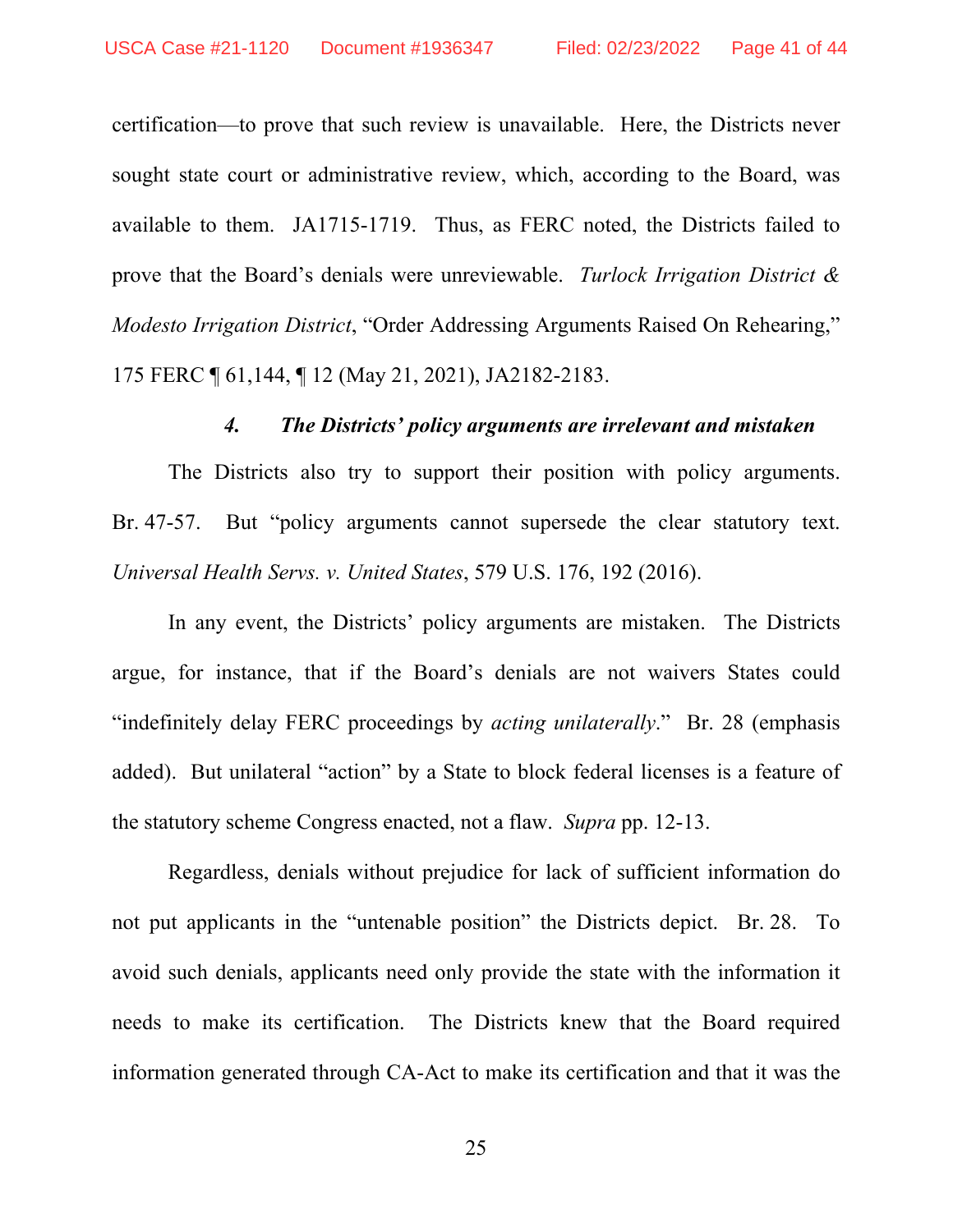certification—to prove that such review is unavailable. Here, the Districts never sought state court or administrative review, which, according to the Board, was available to them. JA1715-1719. Thus, as FERC noted, the Districts failed to prove that the Board's denials were unreviewable. *Turlock Irrigation District & Modesto Irrigation District*, "Order Addressing Arguments Raised On Rehearing," 175 FERC ¶ 61,144, ¶ 12 (May 21, 2021), JA2182-2183.

#### *4. The Districts' policy arguments are irrelevant and mistaken*

The Districts also try to support their position with policy arguments. Br. 47-57. But "policy arguments cannot supersede the clear statutory text. *Universal Health Servs. v. United States*, 579 U.S. 176, 192 (2016).

In any event, the Districts' policy arguments are mistaken. The Districts argue, for instance, that if the Board's denials are not waivers States could "indefinitely delay FERC proceedings by *acting unilaterally*." Br. 28 (emphasis added). But unilateral "action" by a State to block federal licenses is a feature of the statutory scheme Congress enacted, not a flaw. *Supra* pp. 12-13.

Regardless, denials without prejudice for lack of sufficient information do not put applicants in the "untenable position" the Districts depict. Br. 28. To avoid such denials, applicants need only provide the state with the information it needs to make its certification. The Districts knew that the Board required information generated through CA-Act to make its certification and that it was the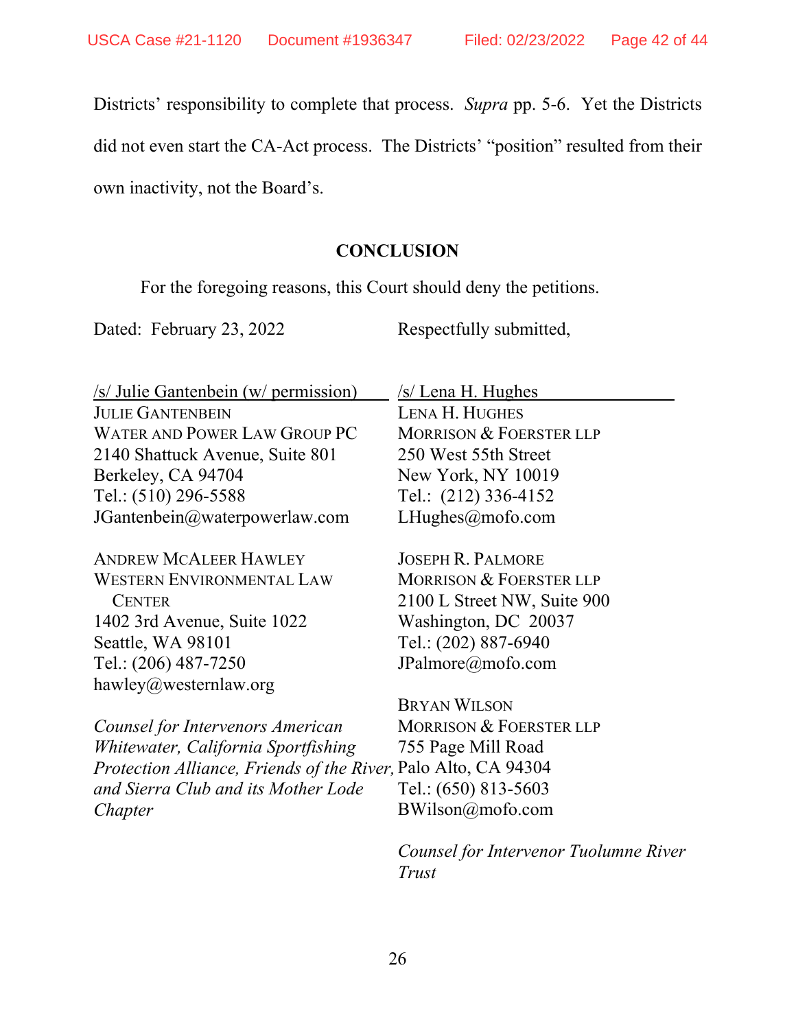Districts' responsibility to complete that process. *Supra* pp. 5-6. Yet the Districts did not even start the CA-Act process. The Districts' "position" resulted from their own inactivity, not the Board's.

## CONCLUSION

For the foregoing reasons, this Court should deny the petitions.

Dated: February 23, 2022

Respectfully submitted,

/s/ Julie Gantenbein (w/ permission)
JULIE GANTENBEIN
WATER AND POWER LAW GROUP PC
2140 Shattuck Avenue, Suite 801
Berkeley, CA 94704
Tel.: (510) 296-5588
JGantenbein@waterpowerlaw.com

ANDREW MCALEER HAWLEY
WESTERN ENVIRONMENTAL LAW CENTER
1402 3rd Avenue, Suite 1022
Seattle, WA 98101
Tel.: (206) 487-7250
hawley@westernlaw.org

*Counsel for Intervenors American Whitewater, California Sportfishing Protection Alliance, Friends of the River, and Sierra Club and its Mother Lode Chapter*

/s/ Lena H. Hughes
LENA H. HUGHES
MORRISON & FOERSTER LLP
250 West 55th Street
New York, NY 10019
Tel.: (212) 336-4152
LHughes@mofo.com

JOSEPH R. PALMORE
MORRISON & FOERSTER LLP
2100 L Street NW, Suite 900
Washington, DC 20037
Tel.: (202) 887-6940
JPalmore@mofo.com

BRYAN WILSON
MORRISON & FOERSTER LLP
755 Page Mill Road
Palo Alto, CA 94304
Tel.: (650) 813-5603
BWilson@mofo.com

*Counsel for Intervenor Tuolumne River Trust*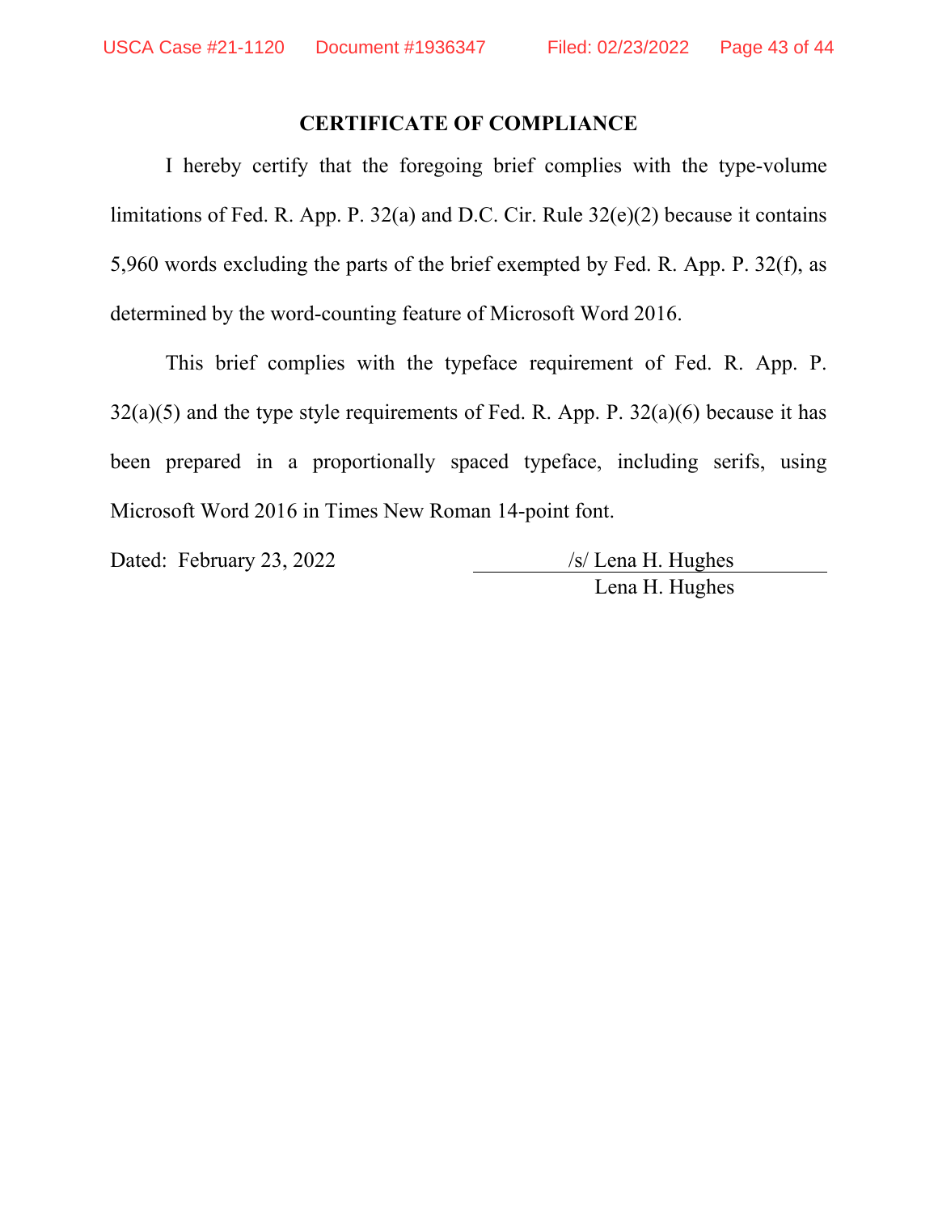## CERTIFICATE OF COMPLIANCE

I hereby certify that the foregoing brief complies with the type-volume limitations of Fed. R. App. P. 32(a) and D.C. Cir. Rule 32(e)(2) because it contains 5,960 words excluding the parts of the brief exempted by Fed. R. App. P. 32(f), as determined by the word-counting feature of Microsoft Word 2016.

This brief complies with the typeface requirement of Fed. R. App. P. 32(a)(5) and the type style requirements of Fed. R. App. P. 32(a)(6) because it has been prepared in a proportionally spaced typeface, including serifs, using Microsoft Word 2016 in Times New Roman 14-point font.

Dated: February 23, 2022

/s/ Lena H. Hughes
Lena H. Hughes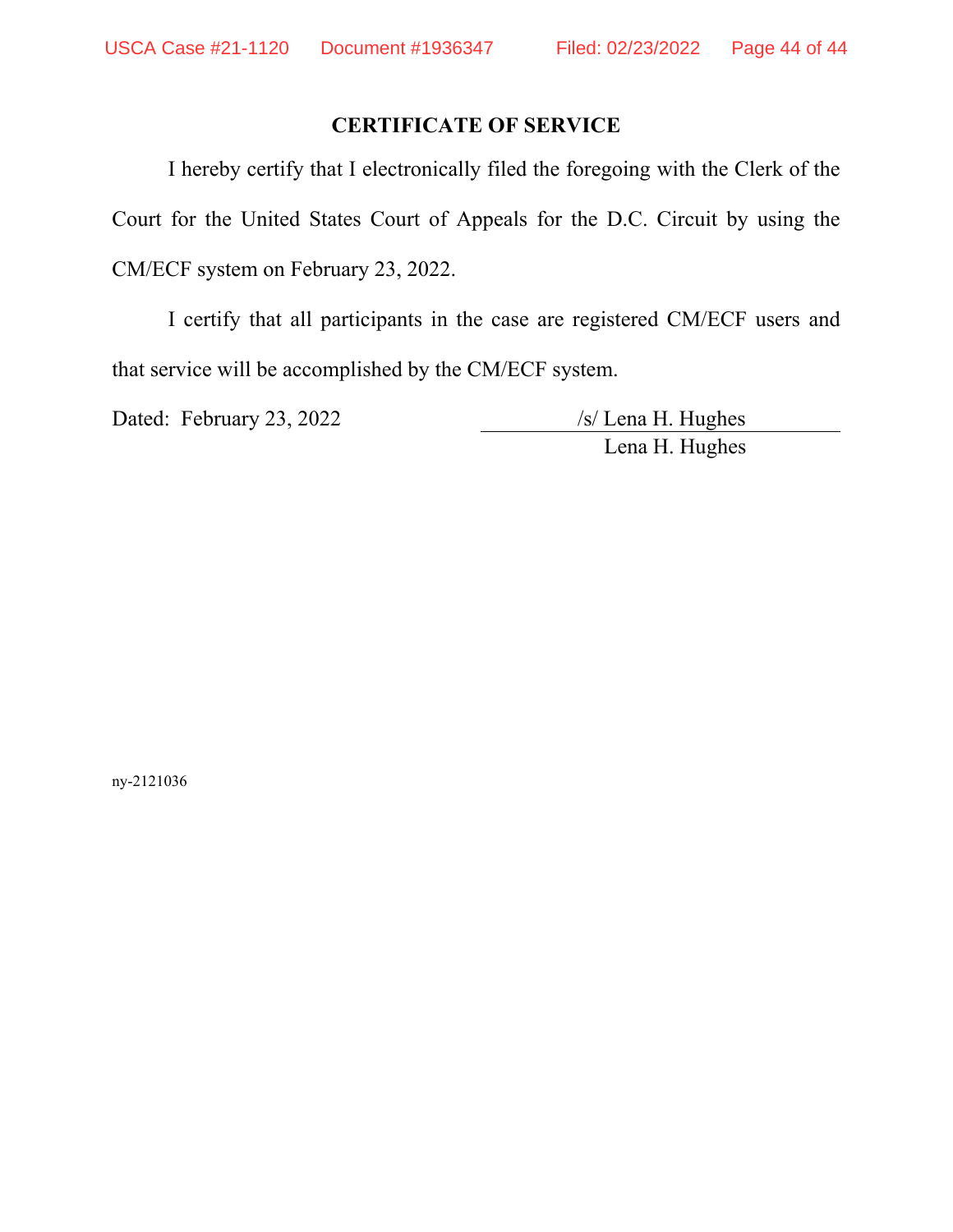## CERTIFICATE OF SERVICE

I hereby certify that I electronically filed the foregoing with the Clerk of the Court for the United States Court of Appeals for the D.C. Circuit by using the CM/ECF system on February 23, 2022.

I certify that all participants in the case are registered CM/ECF users and that service will be accomplished by the CM/ECF system.

Dated: February 23, 2022

/s/ Lena H. Hughes
Lena H. Hughes

ny-2121036